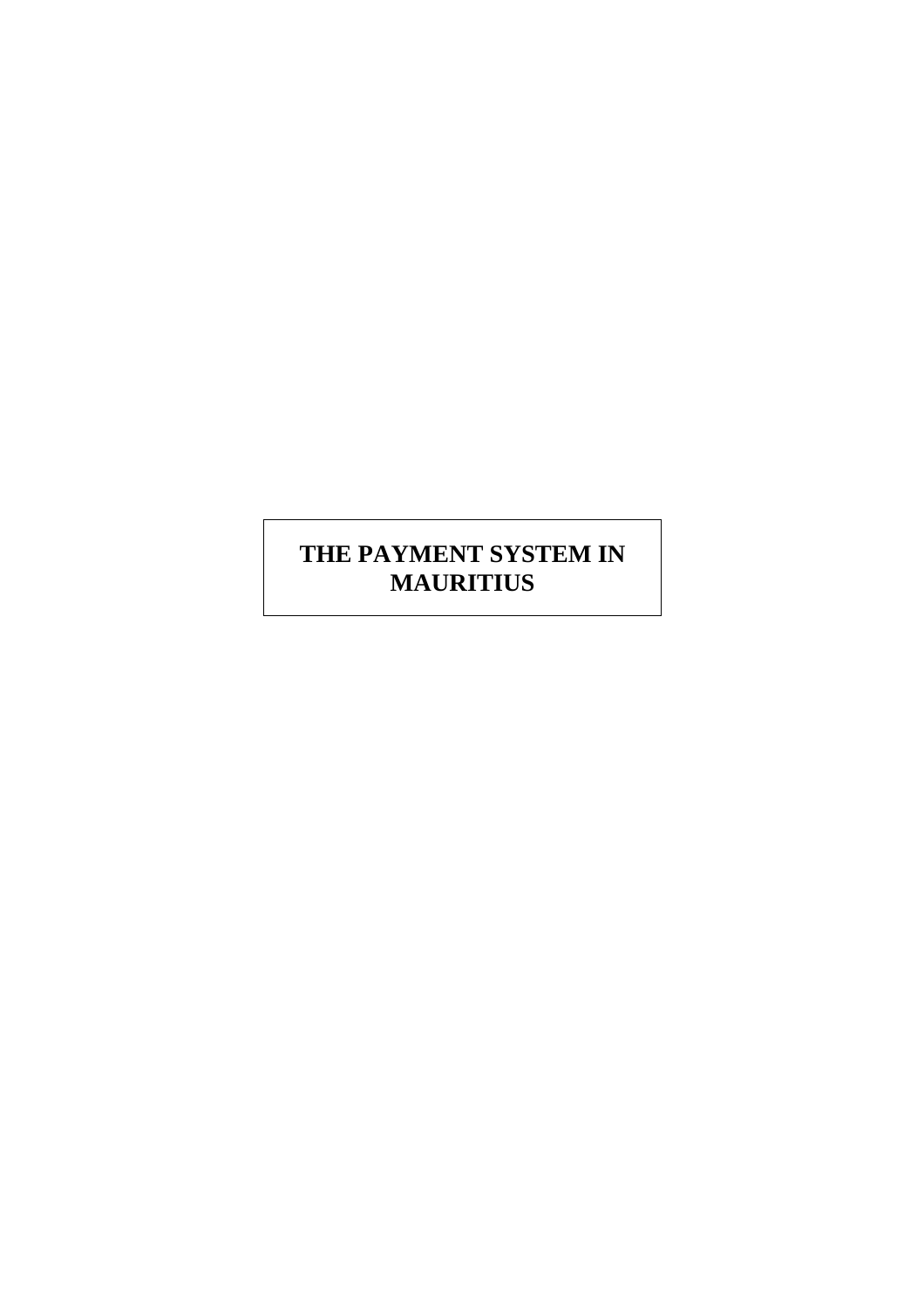# THE PAYMENT SYSTEM IN MAURITIUS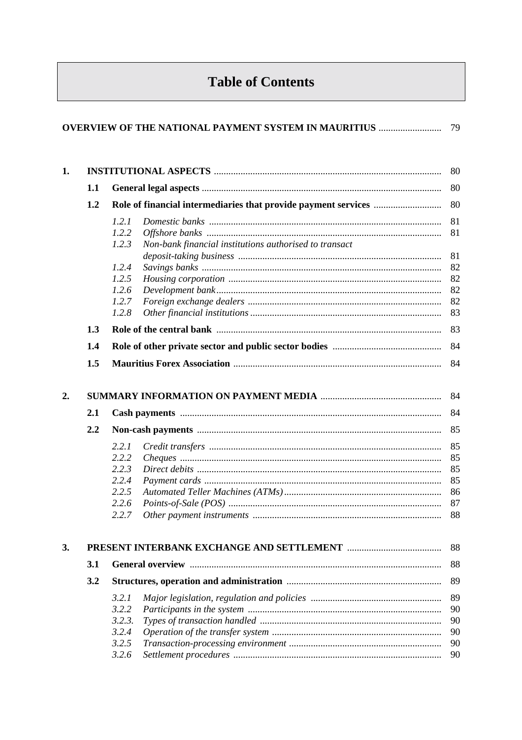# Table of Contents

| | | | |
|---|---|---|---|
| **OVERVIEW OF THE NATIONAL PAYMENT SYSTEM IN MAURITIUS** | | | 79 |
| **1.** | **INSTITUTIONAL ASPECTS** | | 80 |
| | **1.1** | **General legal aspects** | 80 |
| | **1.2** | **Role of financial intermediaries that provide payment services** | 80 |
| | | *1.2.1 Domestic banks* | 81 |
| | | *1.2.2 Offshore banks* | 81 |
| | | *1.2.3 Non-bank financial institutions authorised to transact deposit-taking business* | 81 |
| | | *1.2.4 Savings banks* | 82 |
| | | *1.2.5 Housing corporation* | 82 |
| | | *1.2.6 Development bank* | 82 |
| | | *1.2.7 Foreign exchange dealers* | 82 |
| | | *1.2.8 Other financial institutions* | 83 |
| | **1.3** | **Role of the central bank** | 83 |
| | **1.4** | **Role of other private sector and public sector bodies** | 84 |
| | **1.5** | **Mauritius Forex Association** | 84 |
| **2.** | **SUMMARY INFORMATION ON PAYMENT MEDIA** | | 84 |
| | **2.1** | **Cash payments** | 84 |
| | **2.2** | **Non-cash payments** | 85 |
| | | *2.2.1 Credit transfers* | 85 |
| | | *2.2.2 Cheques* | 85 |
| | | *2.2.3 Direct debits* | 85 |
| | | *2.2.4 Payment cards* | 85 |
| | | *2.2.5 Automated Teller Machines (ATMs)* | 86 |
| | | *2.2.6 Points-of-Sale (POS)* | 87 |
| | | *2.2.7 Other payment instruments* | 88 |
| **3.** | **PRESENT INTERBANK EXCHANGE AND SETTLEMENT** | | 88 |
| | **3.1** | **General overview** | 88 |
| | **3.2** | **Structures, operation and administration** | 89 |
| | | *3.2.1 Major legislation, regulation and policies* | 89 |
| | | *3.2.2 Participants in the system* | 90 |
| | | *3.2.3. Types of transaction handled* | 90 |
| | | *3.2.4 Operation of the transfer system* | 90 |
| | | *3.2.5 Transaction-processing environment* | 90 |
| | | *3.2.6 Settlement procedures* | 90 |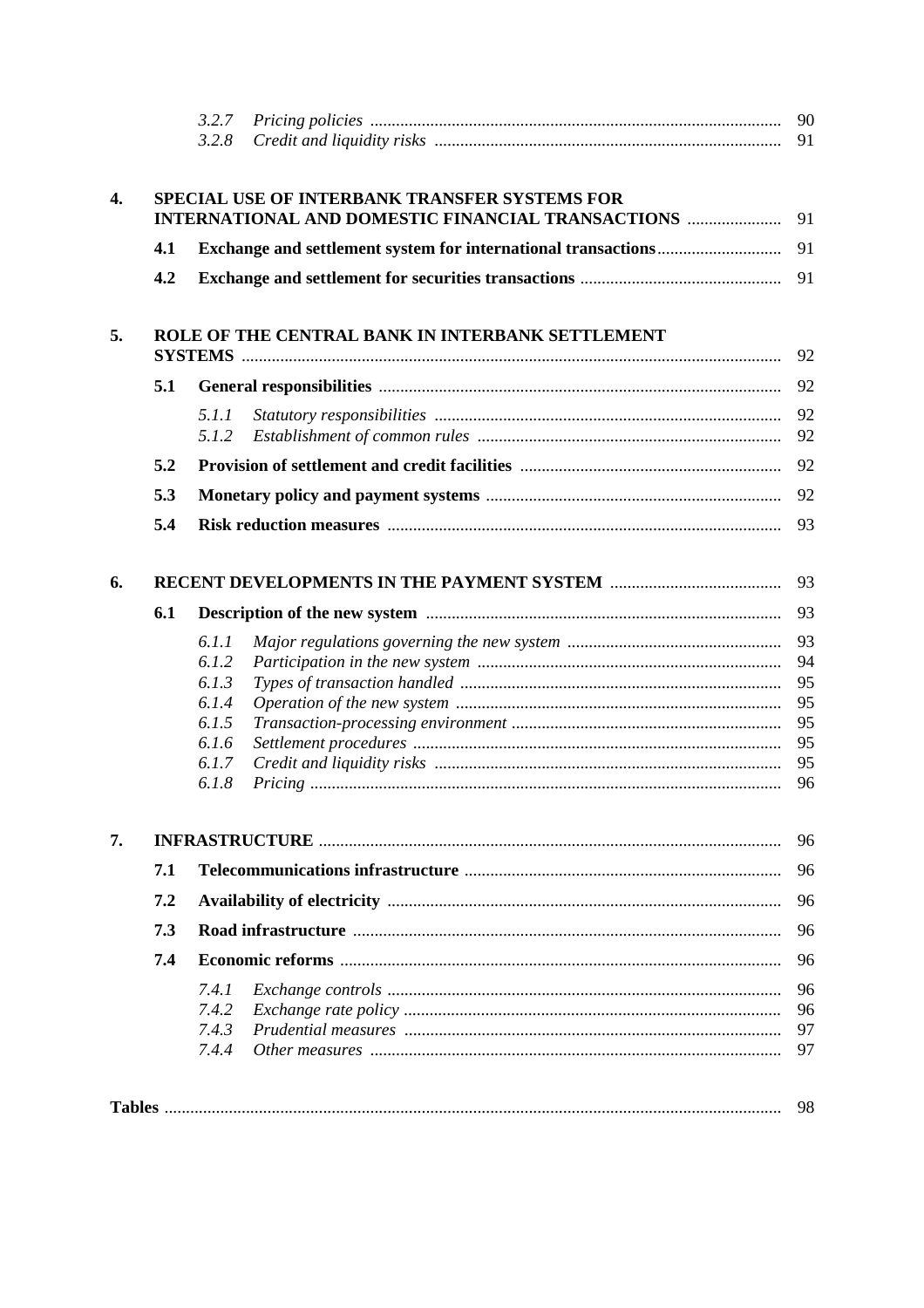|  |  |  |  |
|---|---|---|---|
|  | 3.2.7 | *Pricing policies* | 90 |
|  | 3.2.8 | *Credit and liquidity risks* | 91 |
| **4.** | **SPECIAL USE OF INTERBANK TRANSFER SYSTEMS FOR INTERNATIONAL AND DOMESTIC FINANCIAL TRANSACTIONS** |  | 91 |
|  | **4.1** | **Exchange and settlement system for international transactions** | 91 |
|  | **4.2** | **Exchange and settlement for securities transactions** | 91 |
| **5.** | **ROLE OF THE CENTRAL BANK IN INTERBANK SETTLEMENT SYSTEMS** |  | 92 |
|  | **5.1** | **General responsibilities** | 92 |
|  | 5.1.1 | *Statutory responsibilities* | 92 |
|  | 5.1.2 | *Establishment of common rules* | 92 |
|  | **5.2** | **Provision of settlement and credit facilities** | 92 |
|  | **5.3** | **Monetary policy and payment systems** | 92 |
|  | **5.4** | **Risk reduction measures** | 93 |
| **6.** | **RECENT DEVELOPMENTS IN THE PAYMENT SYSTEM** |  | 93 |
|  | **6.1** | **Description of the new system** | 93 |
|  | 6.1.1 | *Major regulations governing the new system* | 93 |
|  | 6.1.2 | *Participation in the new system* | 94 |
|  | 6.1.3 | *Types of transaction handled* | 95 |
|  | 6.1.4 | *Operation of the new system* | 95 |
|  | 6.1.5 | *Transaction-processing environment* | 95 |
|  | 6.1.6 | *Settlement procedures* | 95 |
|  | 6.1.7 | *Credit and liquidity risks* | 95 |
|  | 6.1.8 | *Pricing* | 96 |
| **7.** | **INFRASTRUCTURE** |  | 96 |
|  | **7.1** | **Telecommunications infrastructure** | 96 |
|  | **7.2** | **Availability of electricity** | 96 |
|  | **7.3** | **Road infrastructure** | 96 |
|  | **7.4** | **Economic reforms** | 96 |
|  | 7.4.1 | *Exchange controls* | 96 |
|  | 7.4.2 | *Exchange rate policy* | 96 |
|  | 7.4.3 | *Prudential measures* | 97 |
|  | 7.4.4 | *Other measures* | 97 |
| **Tables** |  |  | 98 |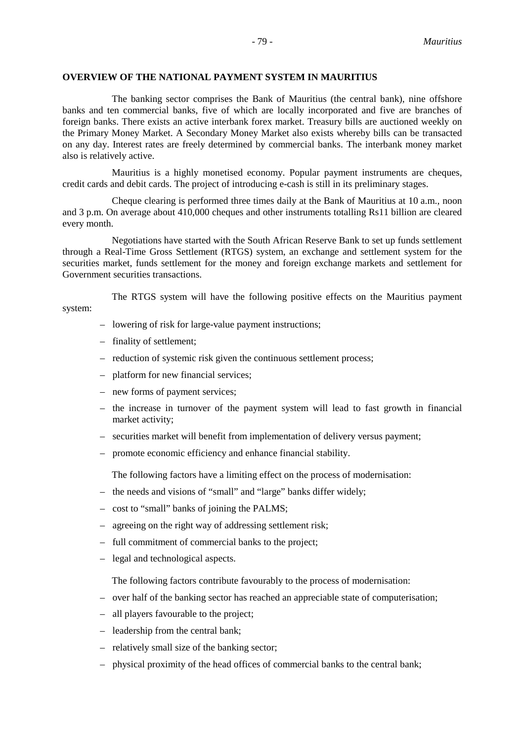## OVERVIEW OF THE NATIONAL PAYMENT SYSTEM IN MAURITIUS

The banking sector comprises the Bank of Mauritius (the central bank), nine offshore banks and ten commercial banks, five of which are locally incorporated and five are branches of foreign banks. There exists an active interbank forex market. Treasury bills are auctioned weekly on the Primary Money Market. A Secondary Money Market also exists whereby bills can be transacted on any day. Interest rates are freely determined by commercial banks. The interbank money market also is relatively active.

Mauritius is a highly monetised economy. Popular payment instruments are cheques, credit cards and debit cards. The project of introducing e-cash is still in its preliminary stages.

Cheque clearing is performed three times daily at the Bank of Mauritius at 10 a.m., noon and 3 p.m. On average about 410,000 cheques and other instruments totalling Rs11 billion are cleared every month.

Negotiations have started with the South African Reserve Bank to set up funds settlement through a Real-Time Gross Settlement (RTGS) system, an exchange and settlement system for the securities market, funds settlement for the money and foreign exchange markets and settlement for Government securities transactions.

The RTGS system will have the following positive effects on the Mauritius payment system:

- lowering of risk for large-value payment instructions;
- finality of settlement;
- reduction of systemic risk given the continuous settlement process;
- platform for new financial services;
- new forms of payment services;
- the increase in turnover of the payment system will lead to fast growth in financial market activity;
- securities market will benefit from implementation of delivery versus payment;
- promote economic efficiency and enhance financial stability.

The following factors have a limiting effect on the process of modernisation:

- the needs and visions of "small" and "large" banks differ widely;
- cost to "small" banks of joining the PALMS;
- agreeing on the right way of addressing settlement risk;
- full commitment of commercial banks to the project;
- legal and technological aspects.

The following factors contribute favourably to the process of modernisation:

- over half of the banking sector has reached an appreciable state of computerisation;
- all players favourable to the project;
- leadership from the central bank;
- relatively small size of the banking sector;
- physical proximity of the head offices of commercial banks to the central bank;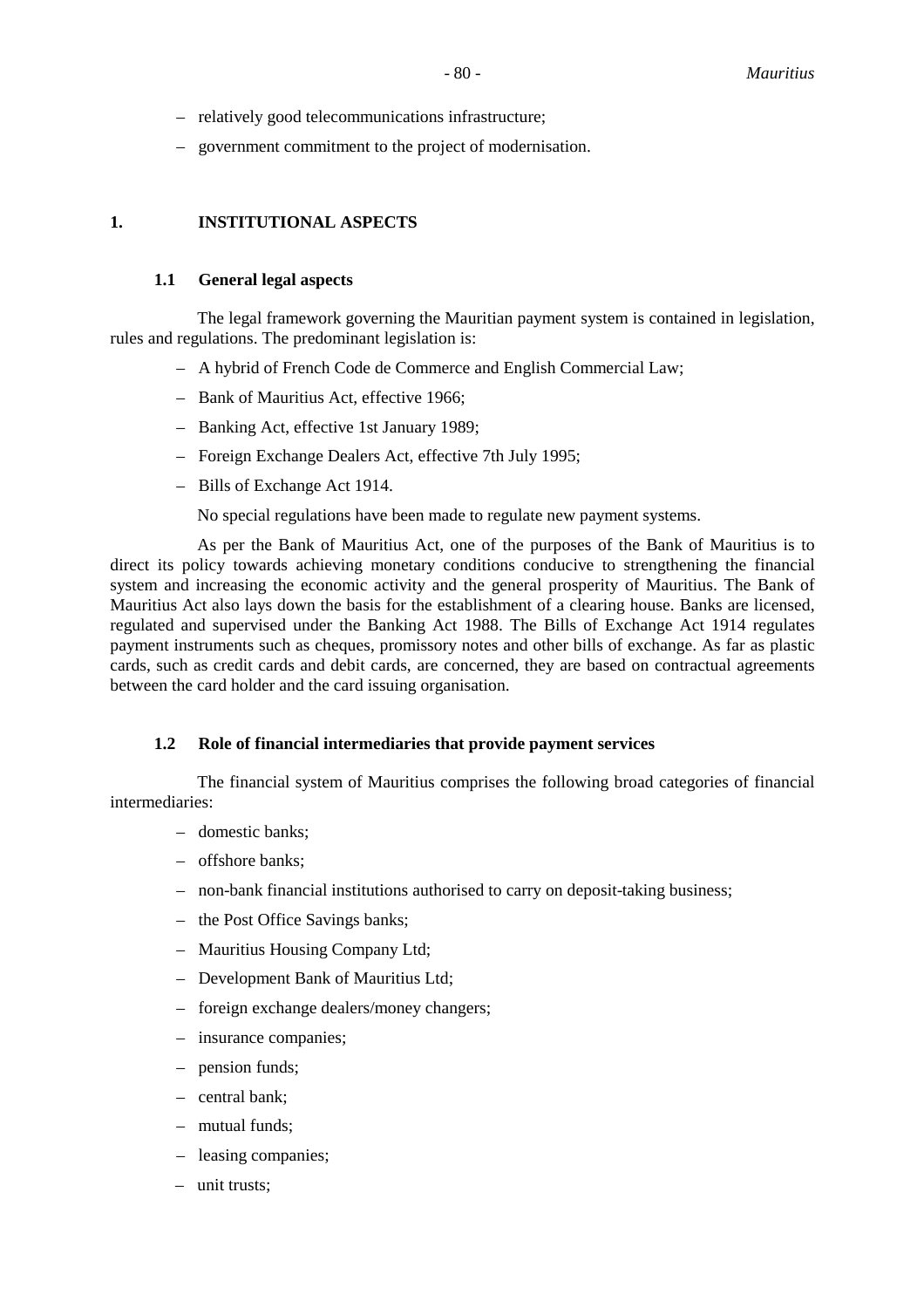– relatively good telecommunications infrastructure;

– government commitment to the project of modernisation.

## 1. INSTITUTIONAL ASPECTS

### 1.1 General legal aspects

The legal framework governing the Mauritian payment system is contained in legislation, rules and regulations. The predominant legislation is:

– A hybrid of French Code de Commerce and English Commercial Law;

– Bank of Mauritius Act, effective 1966;

– Banking Act, effective 1st January 1989;

– Foreign Exchange Dealers Act, effective 7th July 1995;

– Bills of Exchange Act 1914.

No special regulations have been made to regulate new payment systems.

As per the Bank of Mauritius Act, one of the purposes of the Bank of Mauritius is to direct its policy towards achieving monetary conditions conducive to strengthening the financial system and increasing the economic activity and the general prosperity of Mauritius. The Bank of Mauritius Act also lays down the basis for the establishment of a clearing house. Banks are licensed, regulated and supervised under the Banking Act 1988. The Bills of Exchange Act 1914 regulates payment instruments such as cheques, promissory notes and other bills of exchange. As far as plastic cards, such as credit cards and debit cards, are concerned, they are based on contractual agreements between the card holder and the card issuing organisation.

### 1.2 Role of financial intermediaries that provide payment services

The financial system of Mauritius comprises the following broad categories of financial intermediaries:

– domestic banks;

– offshore banks;

– non-bank financial institutions authorised to carry on deposit-taking business;

– the Post Office Savings banks;

– Mauritius Housing Company Ltd;

– Development Bank of Mauritius Ltd;

– foreign exchange dealers/money changers;

– insurance companies;

– pension funds;

– central bank;

– mutual funds;

– leasing companies;

– unit trusts;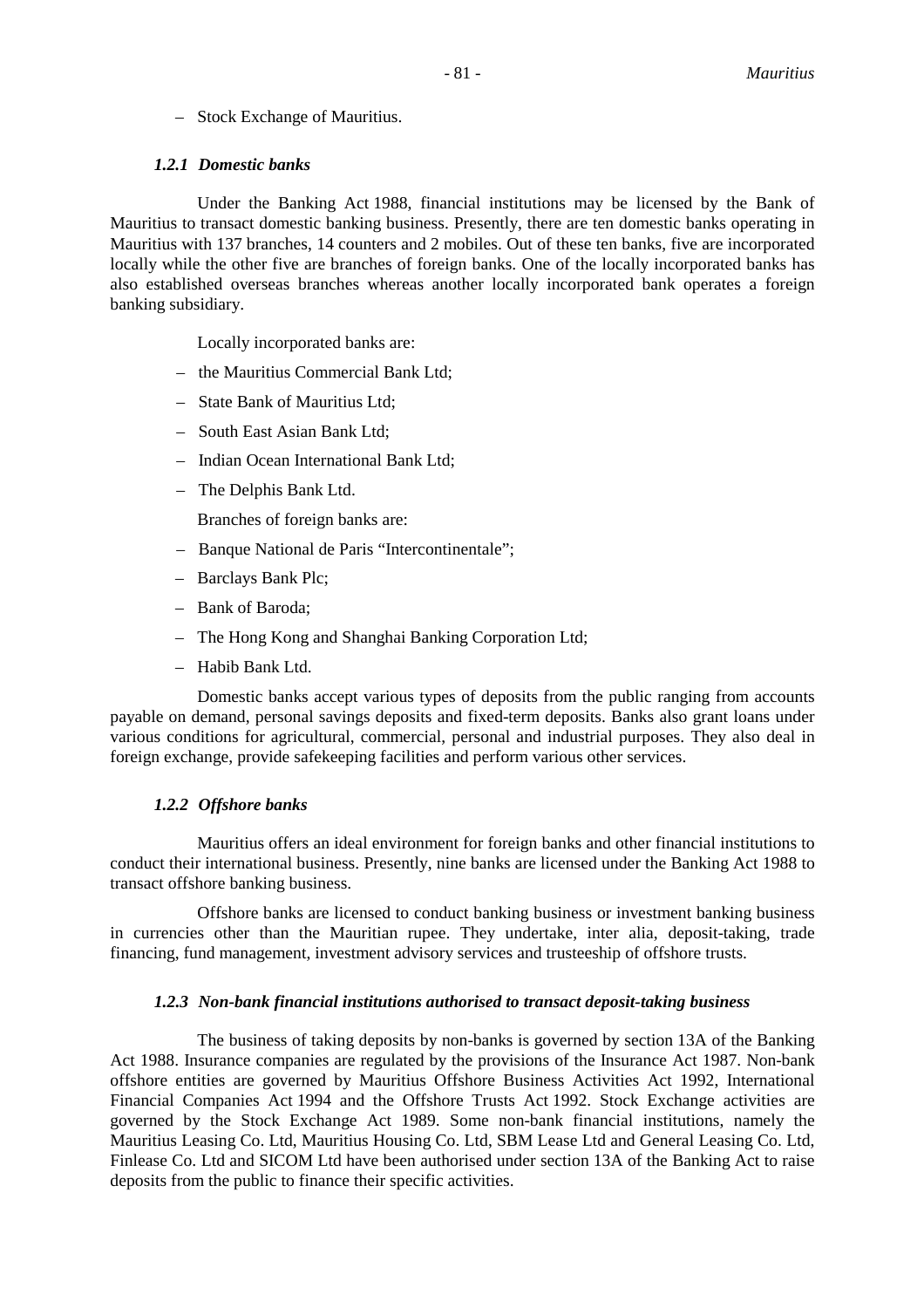– Stock Exchange of Mauritius.

### *1.2.1 Domestic banks*

Under the Banking Act 1988, financial institutions may be licensed by the Bank of Mauritius to transact domestic banking business. Presently, there are ten domestic banks operating in Mauritius with 137 branches, 14 counters and 2 mobiles. Out of these ten banks, five are incorporated locally while the other five are branches of foreign banks. One of the locally incorporated banks has also established overseas branches whereas another locally incorporated bank operates a foreign banking subsidiary.

Locally incorporated banks are:

- the Mauritius Commercial Bank Ltd;
- State Bank of Mauritius Ltd;
- South East Asian Bank Ltd;
- Indian Ocean International Bank Ltd;
- The Delphis Bank Ltd.

Branches of foreign banks are:

- Banque National de Paris "Intercontinentale";
- Barclays Bank Plc;
- Bank of Baroda;
- The Hong Kong and Shanghai Banking Corporation Ltd;
- Habib Bank Ltd.

Domestic banks accept various types of deposits from the public ranging from accounts payable on demand, personal savings deposits and fixed-term deposits. Banks also grant loans under various conditions for agricultural, commercial, personal and industrial purposes. They also deal in foreign exchange, provide safekeeping facilities and perform various other services.

### *1.2.2 Offshore banks*

Mauritius offers an ideal environment for foreign banks and other financial institutions to conduct their international business. Presently, nine banks are licensed under the Banking Act 1988 to transact offshore banking business.

Offshore banks are licensed to conduct banking business or investment banking business in currencies other than the Mauritian rupee. They undertake, inter alia, deposit-taking, trade financing, fund management, investment advisory services and trusteeship of offshore trusts.

### *1.2.3 Non-bank financial institutions authorised to transact deposit-taking business*

The business of taking deposits by non-banks is governed by section 13A of the Banking Act 1988. Insurance companies are regulated by the provisions of the Insurance Act 1987. Non-bank offshore entities are governed by Mauritius Offshore Business Activities Act 1992, International Financial Companies Act 1994 and the Offshore Trusts Act 1992. Stock Exchange activities are governed by the Stock Exchange Act 1989. Some non-bank financial institutions, namely the Mauritius Leasing Co. Ltd, Mauritius Housing Co. Ltd, SBM Lease Ltd and General Leasing Co. Ltd, Finlease Co. Ltd and SICOM Ltd have been authorised under section 13A of the Banking Act to raise deposits from the public to finance their specific activities.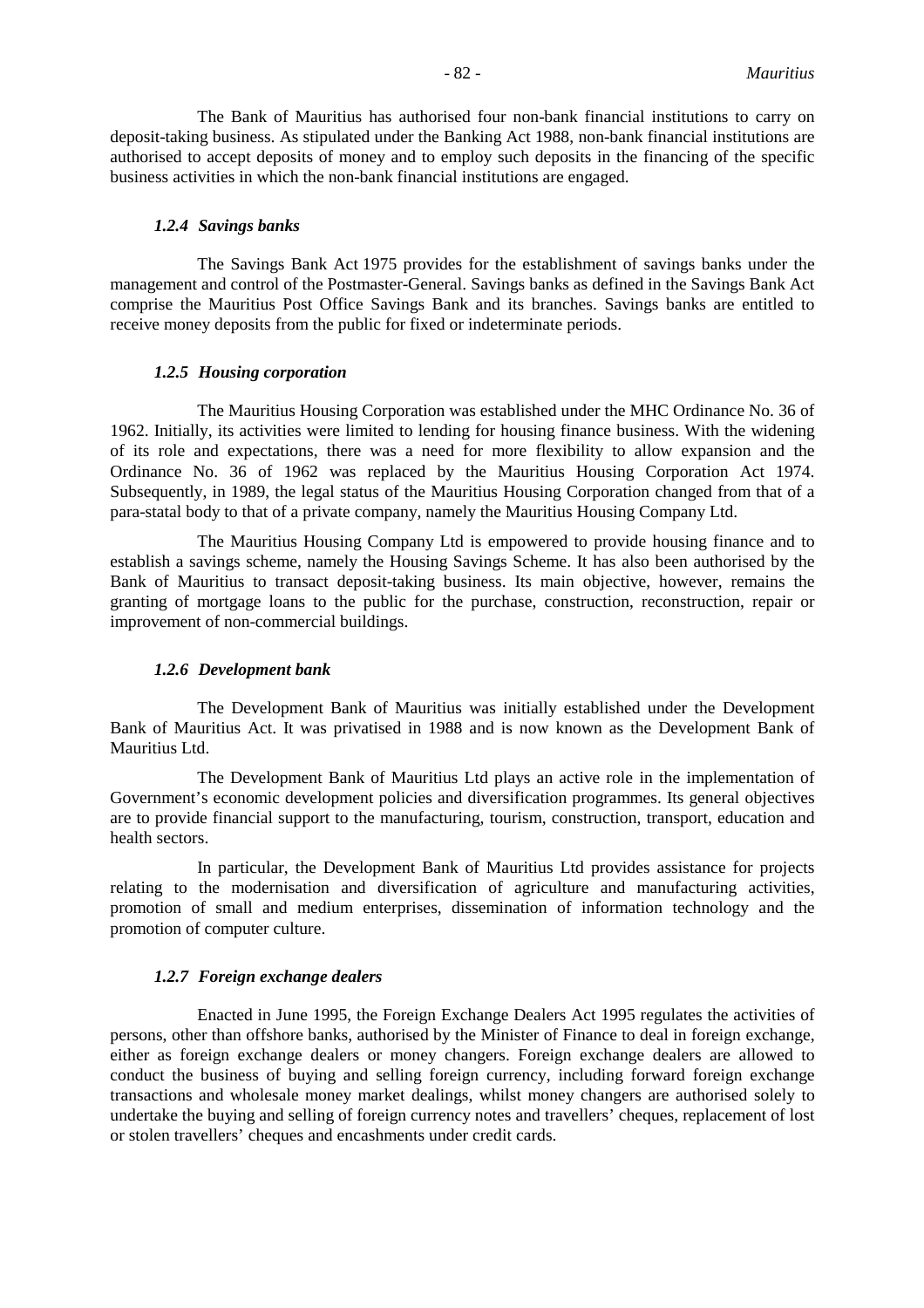The Bank of Mauritius has authorised four non-bank financial institutions to carry on deposit-taking business. As stipulated under the Banking Act 1988, non-bank financial institutions are authorised to accept deposits of money and to employ such deposits in the financing of the specific business activities in which the non-bank financial institutions are engaged.

#### *1.2.4 Savings banks*

The Savings Bank Act 1975 provides for the establishment of savings banks under the management and control of the Postmaster-General. Savings banks as defined in the Savings Bank Act comprise the Mauritius Post Office Savings Bank and its branches. Savings banks are entitled to receive money deposits from the public for fixed or indeterminate periods.

#### *1.2.5 Housing corporation*

The Mauritius Housing Corporation was established under the MHC Ordinance No. 36 of 1962. Initially, its activities were limited to lending for housing finance business. With the widening of its role and expectations, there was a need for more flexibility to allow expansion and the Ordinance No. 36 of 1962 was replaced by the Mauritius Housing Corporation Act 1974. Subsequently, in 1989, the legal status of the Mauritius Housing Corporation changed from that of a para-statal body to that of a private company, namely the Mauritius Housing Company Ltd.

The Mauritius Housing Company Ltd is empowered to provide housing finance and to establish a savings scheme, namely the Housing Savings Scheme. It has also been authorised by the Bank of Mauritius to transact deposit-taking business. Its main objective, however, remains the granting of mortgage loans to the public for the purchase, construction, reconstruction, repair or improvement of non-commercial buildings.

#### *1.2.6 Development bank*

The Development Bank of Mauritius was initially established under the Development Bank of Mauritius Act. It was privatised in 1988 and is now known as the Development Bank of Mauritius Ltd.

The Development Bank of Mauritius Ltd plays an active role in the implementation of Government's economic development policies and diversification programmes. Its general objectives are to provide financial support to the manufacturing, tourism, construction, transport, education and health sectors.

In particular, the Development Bank of Mauritius Ltd provides assistance for projects relating to the modernisation and diversification of agriculture and manufacturing activities, promotion of small and medium enterprises, dissemination of information technology and the promotion of computer culture.

#### *1.2.7 Foreign exchange dealers*

Enacted in June 1995, the Foreign Exchange Dealers Act 1995 regulates the activities of persons, other than offshore banks, authorised by the Minister of Finance to deal in foreign exchange, either as foreign exchange dealers or money changers. Foreign exchange dealers are allowed to conduct the business of buying and selling foreign currency, including forward foreign exchange transactions and wholesale money market dealings, whilst money changers are authorised solely to undertake the buying and selling of foreign currency notes and travellers' cheques, replacement of lost or stolen travellers' cheques and encashments under credit cards.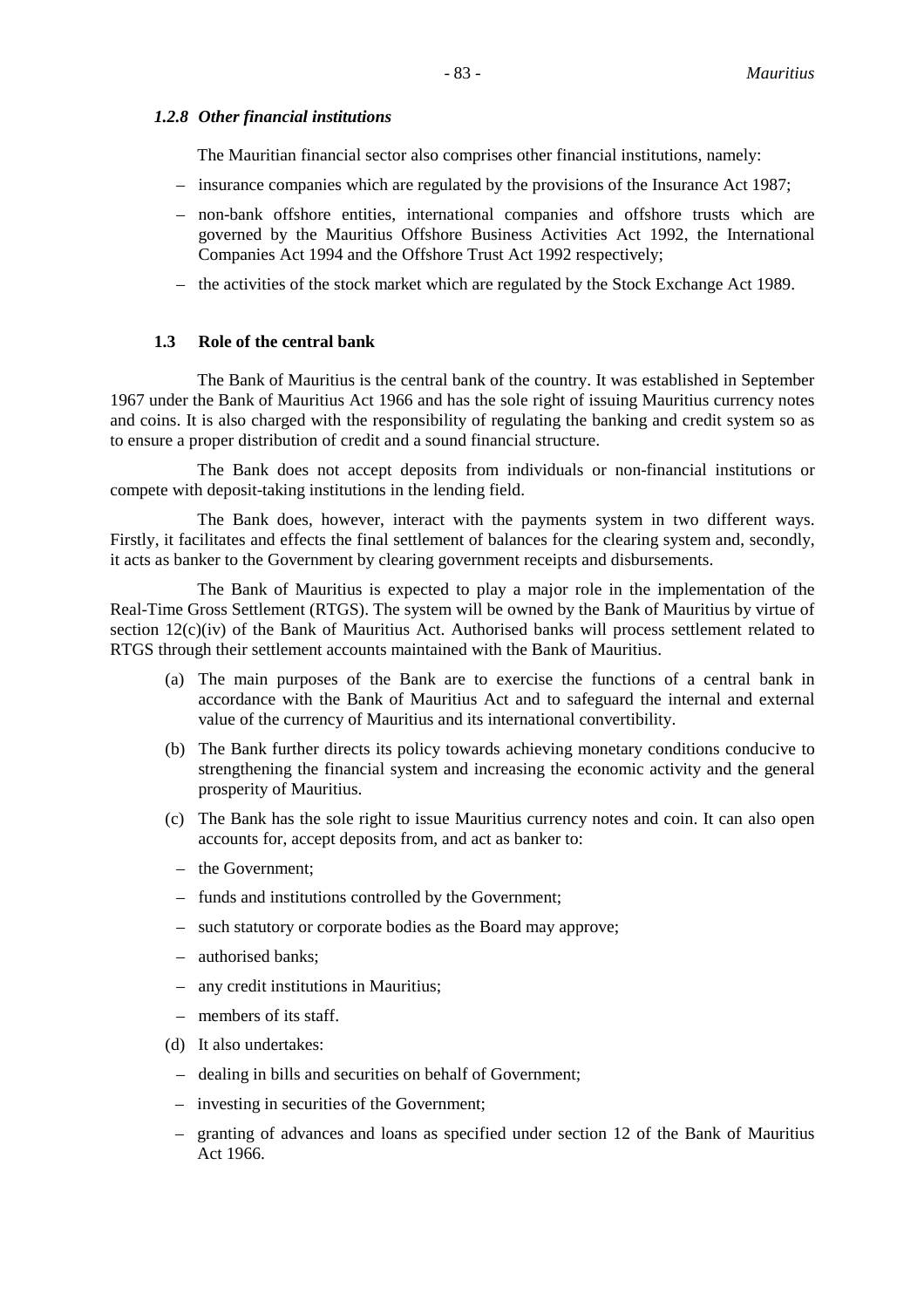### *1.2.8 Other financial institutions*

The Mauritian financial sector also comprises other financial institutions, namely:

- insurance companies which are regulated by the provisions of the Insurance Act 1987;
- non-bank offshore entities, international companies and offshore trusts which are governed by the Mauritius Offshore Business Activities Act 1992, the International Companies Act 1994 and the Offshore Trust Act 1992 respectively;
- the activities of the stock market which are regulated by the Stock Exchange Act 1989.

## 1.3 Role of the central bank

The Bank of Mauritius is the central bank of the country. It was established in September 1967 under the Bank of Mauritius Act 1966 and has the sole right of issuing Mauritius currency notes and coins. It is also charged with the responsibility of regulating the banking and credit system so as to ensure a proper distribution of credit and a sound financial structure.

The Bank does not accept deposits from individuals or non-financial institutions or compete with deposit-taking institutions in the lending field.

The Bank does, however, interact with the payments system in two different ways. Firstly, it facilitates and effects the final settlement of balances for the clearing system and, secondly, it acts as banker to the Government by clearing government receipts and disbursements.

The Bank of Mauritius is expected to play a major role in the implementation of the Real-Time Gross Settlement (RTGS). The system will be owned by the Bank of Mauritius by virtue of section 12(c)(iv) of the Bank of Mauritius Act. Authorised banks will process settlement related to RTGS through their settlement accounts maintained with the Bank of Mauritius.

(a) The main purposes of the Bank are to exercise the functions of a central bank in accordance with the Bank of Mauritius Act and to safeguard the internal and external value of the currency of Mauritius and its international convertibility.

(b) The Bank further directs its policy towards achieving monetary conditions conducive to strengthening the financial system and increasing the economic activity and the general prosperity of Mauritius.

(c) The Bank has the sole right to issue Mauritius currency notes and coin. It can also open accounts for, accept deposits from, and act as banker to:

- the Government;
- funds and institutions controlled by the Government;
- such statutory or corporate bodies as the Board may approve;
- authorised banks;
- any credit institutions in Mauritius;
- members of its staff.

(d) It also undertakes:

- dealing in bills and securities on behalf of Government;
- investing in securities of the Government;
- granting of advances and loans as specified under section 12 of the Bank of Mauritius Act 1966.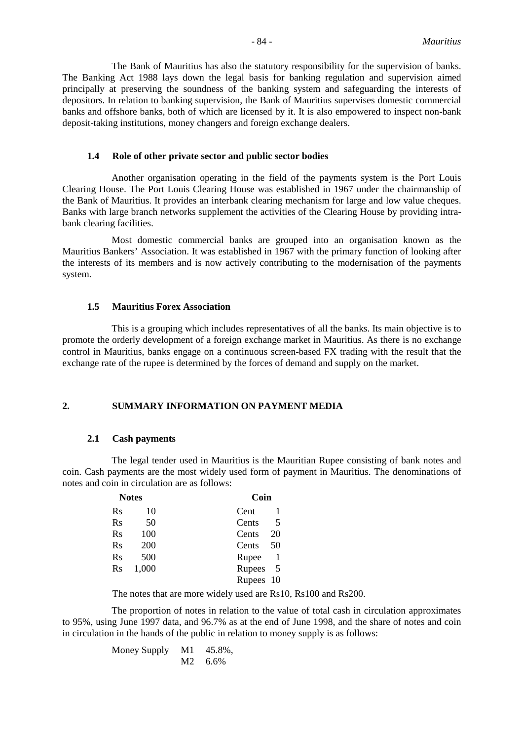The Bank of Mauritius has also the statutory responsibility for the supervision of banks. The Banking Act 1988 lays down the legal basis for banking regulation and supervision aimed principally at preserving the soundness of the banking system and safeguarding the interests of depositors. In relation to banking supervision, the Bank of Mauritius supervises domestic commercial banks and offshore banks, both of which are licensed by it. It is also empowered to inspect non-bank deposit-taking institutions, money changers and foreign exchange dealers.

### 1.4 Role of other private sector and public sector bodies

Another organisation operating in the field of the payments system is the Port Louis Clearing House. The Port Louis Clearing House was established in 1967 under the chairmanship of the Bank of Mauritius. It provides an interbank clearing mechanism for large and low value cheques. Banks with large branch networks supplement the activities of the Clearing House by providing intra-bank clearing facilities.

Most domestic commercial banks are grouped into an organisation known as the Mauritius Bankers' Association. It was established in 1967 with the primary function of looking after the interests of its members and is now actively contributing to the modernisation of the payments system.

### 1.5 Mauritius Forex Association

This is a grouping which includes representatives of all the banks. Its main objective is to promote the orderly development of a foreign exchange market in Mauritius. As there is no exchange control in Mauritius, banks engage on a continuous screen-based FX trading with the result that the exchange rate of the rupee is determined by the forces of demand and supply on the market.

## 2. SUMMARY INFORMATION ON PAYMENT MEDIA

### 2.1 Cash payments

The legal tender used in Mauritius is the Mauritian Rupee consisting of bank notes and coin. Cash payments are the most widely used form of payment in Mauritius. The denominations of notes and coin in circulation are as follows:

| Notes | Coin |
|---|---|
| Rs 10 | Cent 1 |
| Rs 50 | Cents 5 |
| Rs 100 | Cents 20 |
| Rs 200 | Cents 50 |
| Rs 500 | Rupee 1 |
| Rs 1,000 | Rupees 5 |
| | Rupees 10 |

The notes that are more widely used are Rs10, Rs100 and Rs200.

The proportion of notes in relation to the value of total cash in circulation approximates to 95%, using June 1997 data, and 96.7% as at the end of June 1998, and the share of notes and coin in circulation in the hands of the public in relation to money supply is as follows:

| Money Supply | M1 | 45.8%, |
|---|---|---|
| | M2 | 6.6% |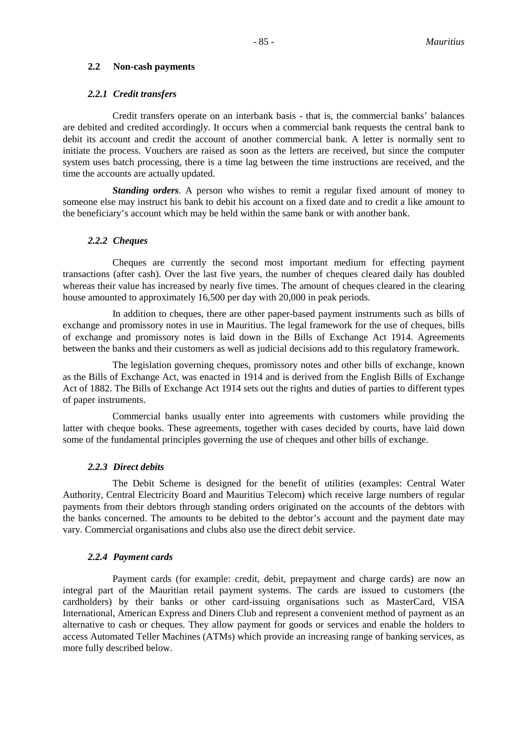### 2.2 Non-cash payments

#### *2.2.1 Credit transfers*

Credit transfers operate on an interbank basis - that is, the commercial banks' balances are debited and credited accordingly. It occurs when a commercial bank requests the central bank to debit its account and credit the account of another commercial bank. A letter is normally sent to initiate the process. Vouchers are raised as soon as the letters are received, but since the computer system uses batch processing, there is a time lag between the time instructions are received, and the time the accounts are actually updated.

***Standing orders***. A person who wishes to remit a regular fixed amount of money to someone else may instruct his bank to debit his account on a fixed date and to credit a like amount to the beneficiary's account which may be held within the same bank or with another bank.

#### *2.2.2 Cheques*

Cheques are currently the second most important medium for effecting payment transactions (after cash). Over the last five years, the number of cheques cleared daily has doubled whereas their value has increased by nearly five times. The amount of cheques cleared in the clearing house amounted to approximately 16,500 per day with 20,000 in peak periods.

In addition to cheques, there are other paper-based payment instruments such as bills of exchange and promissory notes in use in Mauritius. The legal framework for the use of cheques, bills of exchange and promissory notes is laid down in the Bills of Exchange Act 1914. Agreements between the banks and their customers as well as judicial decisions add to this regulatory framework.

The legislation governing cheques, promissory notes and other bills of exchange, known as the Bills of Exchange Act, was enacted in 1914 and is derived from the English Bills of Exchange Act of 1882. The Bills of Exchange Act 1914 sets out the rights and duties of parties to different types of paper instruments.

Commercial banks usually enter into agreements with customers while providing the latter with cheque books. These agreements, together with cases decided by courts, have laid down some of the fundamental principles governing the use of cheques and other bills of exchange.

#### *2.2.3 Direct debits*

The Debit Scheme is designed for the benefit of utilities (examples: Central Water Authority, Central Electricity Board and Mauritius Telecom) which receive large numbers of regular payments from their debtors through standing orders originated on the accounts of the debtors with the banks concerned. The amounts to be debited to the debtor's account and the payment date may vary. Commercial organisations and clubs also use the direct debit service.

#### *2.2.4 Payment cards*

Payment cards (for example: credit, debit, prepayment and charge cards) are now an integral part of the Mauritian retail payment systems. The cards are issued to customers (the cardholders) by their banks or other card-issuing organisations such as MasterCard, VISA International, American Express and Diners Club and represent a convenient method of payment as an alternative to cash or cheques. They allow payment for goods or services and enable the holders to access Automated Teller Machines (ATMs) which provide an increasing range of banking services, as more fully described below.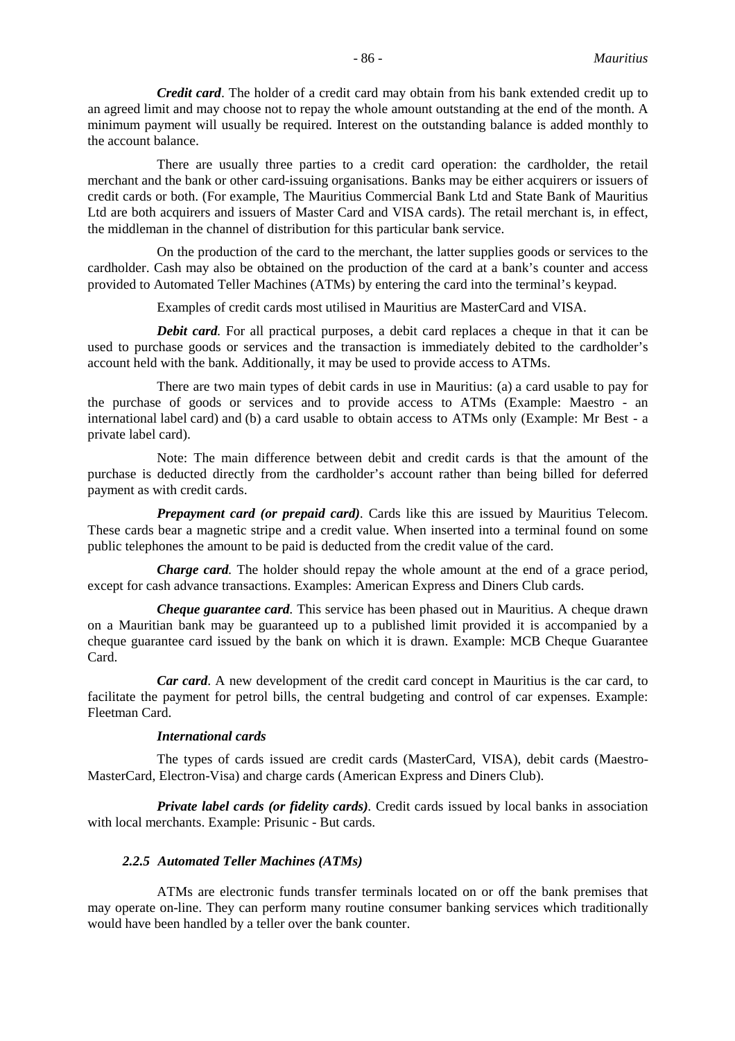***Credit card***. The holder of a credit card may obtain from his bank extended credit up to an agreed limit and may choose not to repay the whole amount outstanding at the end of the month. A minimum payment will usually be required. Interest on the outstanding balance is added monthly to the account balance.

There are usually three parties to a credit card operation: the cardholder, the retail merchant and the bank or other card-issuing organisations. Banks may be either acquirers or issuers of credit cards or both. (For example, The Mauritius Commercial Bank Ltd and State Bank of Mauritius Ltd are both acquirers and issuers of Master Card and VISA cards). The retail merchant is, in effect, the middleman in the channel of distribution for this particular bank service.

On the production of the card to the merchant, the latter supplies goods or services to the cardholder. Cash may also be obtained on the production of the card at a bank's counter and access provided to Automated Teller Machines (ATMs) by entering the card into the terminal's keypad.

Examples of credit cards most utilised in Mauritius are MasterCard and VISA.

***Debit card***. For all practical purposes, a debit card replaces a cheque in that it can be used to purchase goods or services and the transaction is immediately debited to the cardholder's account held with the bank. Additionally, it may be used to provide access to ATMs.

There are two main types of debit cards in use in Mauritius: (a) a card usable to pay for the purchase of goods or services and to provide access to ATMs (Example: Maestro - an international label card) and (b) a card usable to obtain access to ATMs only (Example: Mr Best - a private label card).

Note: The main difference between debit and credit cards is that the amount of the purchase is deducted directly from the cardholder's account rather than being billed for deferred payment as with credit cards.

***Prepayment card (or prepaid card)***. Cards like this are issued by Mauritius Telecom. These cards bear a magnetic stripe and a credit value. When inserted into a terminal found on some public telephones the amount to be paid is deducted from the credit value of the card.

***Charge card***. The holder should repay the whole amount at the end of a grace period, except for cash advance transactions. Examples: American Express and Diners Club cards.

***Cheque guarantee card***. This service has been phased out in Mauritius. A cheque drawn on a Mauritian bank may be guaranteed up to a published limit provided it is accompanied by a cheque guarantee card issued by the bank on which it is drawn. Example: MCB Cheque Guarantee Card.

***Car card***. A new development of the credit card concept in Mauritius is the car card, to facilitate the payment for petrol bills, the central budgeting and control of car expenses. Example: Fleetman Card.

***International cards***

The types of cards issued are credit cards (MasterCard, VISA), debit cards (Maestro-MasterCard, Electron-Visa) and charge cards (American Express and Diners Club).

***Private label cards (or fidelity cards)***. Credit cards issued by local banks in association with local merchants. Example: Prisunic - But cards.

### *2.2.5 Automated Teller Machines (ATMs)*

ATMs are electronic funds transfer terminals located on or off the bank premises that may operate on-line. They can perform many routine consumer banking services which traditionally would have been handled by a teller over the bank counter.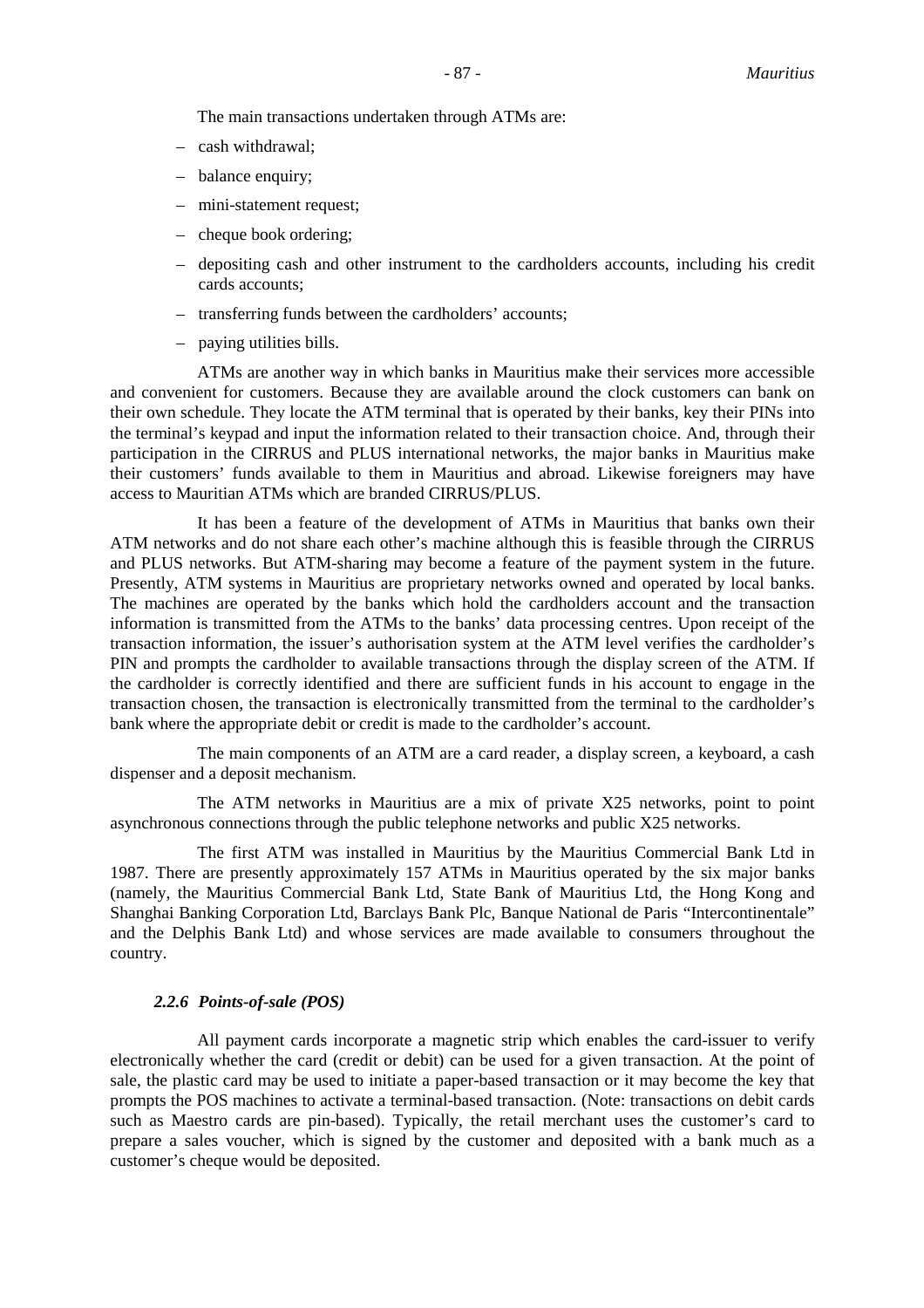The main transactions undertaken through ATMs are:

- cash withdrawal;
- balance enquiry;
- mini-statement request;
- cheque book ordering;
- depositing cash and other instrument to the cardholders accounts, including his credit cards accounts;
- transferring funds between the cardholders' accounts;
- paying utilities bills.

ATMs are another way in which banks in Mauritius make their services more accessible and convenient for customers. Because they are available around the clock customers can bank on their own schedule. They locate the ATM terminal that is operated by their banks, key their PINs into the terminal's keypad and input the information related to their transaction choice. And, through their participation in the CIRRUS and PLUS international networks, the major banks in Mauritius make their customers' funds available to them in Mauritius and abroad. Likewise foreigners may have access to Mauritian ATMs which are branded CIRRUS/PLUS.

It has been a feature of the development of ATMs in Mauritius that banks own their ATM networks and do not share each other's machine although this is feasible through the CIRRUS and PLUS networks. But ATM-sharing may become a feature of the payment system in the future. Presently, ATM systems in Mauritius are proprietary networks owned and operated by local banks. The machines are operated by the banks which hold the cardholders account and the transaction information is transmitted from the ATMs to the banks' data processing centres. Upon receipt of the transaction information, the issuer's authorisation system at the ATM level verifies the cardholder's PIN and prompts the cardholder to available transactions through the display screen of the ATM. If the cardholder is correctly identified and there are sufficient funds in his account to engage in the transaction chosen, the transaction is electronically transmitted from the terminal to the cardholder's bank where the appropriate debit or credit is made to the cardholder's account.

The main components of an ATM are a card reader, a display screen, a keyboard, a cash dispenser and a deposit mechanism.

The ATM networks in Mauritius are a mix of private X25 networks, point to point asynchronous connections through the public telephone networks and public X25 networks.

The first ATM was installed in Mauritius by the Mauritius Commercial Bank Ltd in 1987. There are presently approximately 157 ATMs in Mauritius operated by the six major banks (namely, the Mauritius Commercial Bank Ltd, State Bank of Mauritius Ltd, the Hong Kong and Shanghai Banking Corporation Ltd, Barclays Bank Plc, Banque National de Paris "Intercontinentale" and the Delphis Bank Ltd) and whose services are made available to consumers throughout the country.

#### *2.2.6 Points-of-sale (POS)*

All payment cards incorporate a magnetic strip which enables the card-issuer to verify electronically whether the card (credit or debit) can be used for a given transaction. At the point of sale, the plastic card may be used to initiate a paper-based transaction or it may become the key that prompts the POS machines to activate a terminal-based transaction. (Note: transactions on debit cards such as Maestro cards are pin-based). Typically, the retail merchant uses the customer's card to prepare a sales voucher, which is signed by the customer and deposited with a bank much as a customer's cheque would be deposited.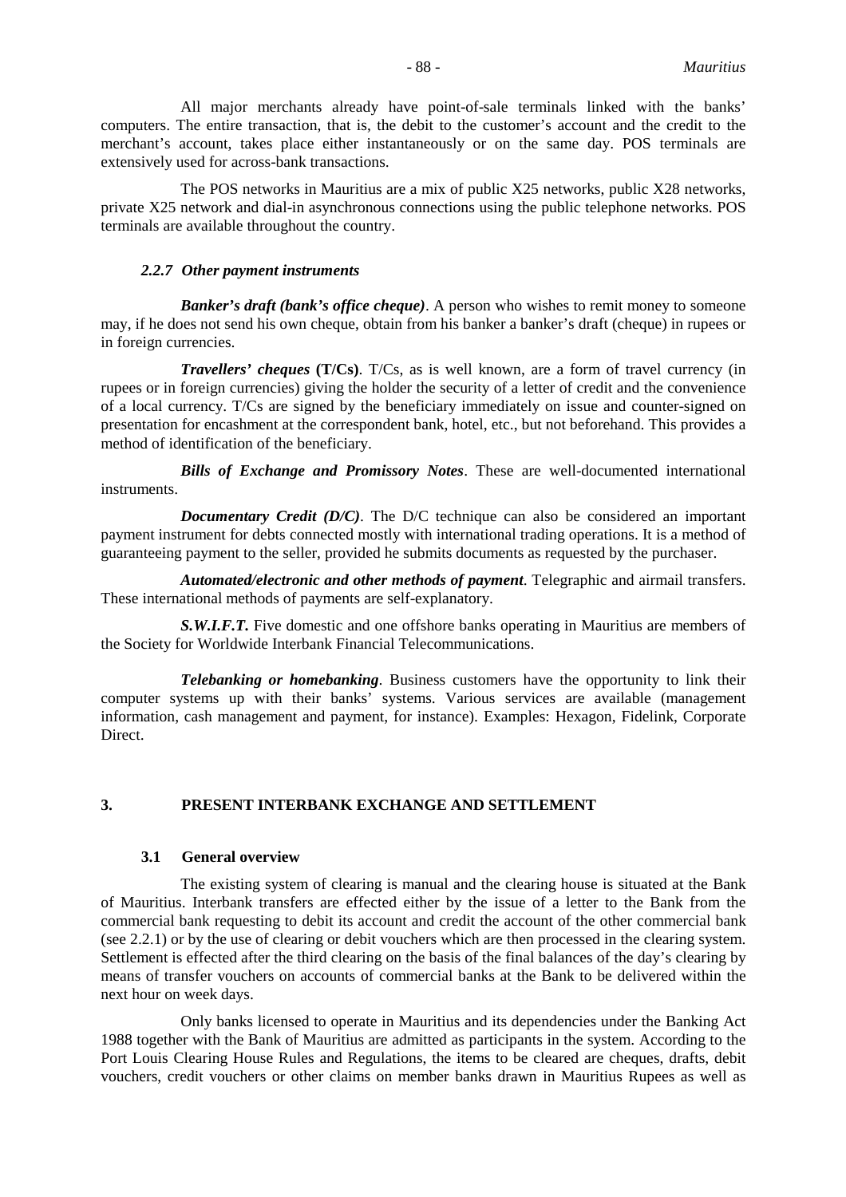All major merchants already have point-of-sale terminals linked with the banks' computers. The entire transaction, that is, the debit to the customer's account and the credit to the merchant's account, takes place either instantaneously or on the same day. POS terminals are extensively used for across-bank transactions.

The POS networks in Mauritius are a mix of public X25 networks, public X28 networks, private X25 network and dial-in asynchronous connections using the public telephone networks. POS terminals are available throughout the country.

#### *2.2.7 Other payment instruments*

***Banker's draft (bank's office cheque)***. A person who wishes to remit money to someone may, if he does not send his own cheque, obtain from his banker a banker's draft (cheque) in rupees or in foreign currencies.

***Travellers' cheques* (T/Cs)**. T/Cs, as is well known, are a form of travel currency (in rupees or in foreign currencies) giving the holder the security of a letter of credit and the convenience of a local currency. T/Cs are signed by the beneficiary immediately on issue and counter-signed on presentation for encashment at the correspondent bank, hotel, etc., but not beforehand. This provides a method of identification of the beneficiary.

***Bills of Exchange and Promissory Notes***. These are well-documented international instruments.

***Documentary Credit (D/C)***. The D/C technique can also be considered an important payment instrument for debts connected mostly with international trading operations. It is a method of guaranteeing payment to the seller, provided he submits documents as requested by the purchaser.

***Automated/electronic and other methods of payment***. Telegraphic and airmail transfers. These international methods of payments are self-explanatory.

***S.W.I.F.T.*** Five domestic and one offshore banks operating in Mauritius are members of the Society for Worldwide Interbank Financial Telecommunications.

***Telebanking or homebanking***. Business customers have the opportunity to link their computer systems up with their banks' systems. Various services are available (management information, cash management and payment, for instance). Examples: Hexagon, Fidelink, Corporate Direct.

## 3. PRESENT INTERBANK EXCHANGE AND SETTLEMENT

### 3.1 General overview

The existing system of clearing is manual and the clearing house is situated at the Bank of Mauritius. Interbank transfers are effected either by the issue of a letter to the Bank from the commercial bank requesting to debit its account and credit the account of the other commercial bank (see 2.2.1) or by the use of clearing or debit vouchers which are then processed in the clearing system. Settlement is effected after the third clearing on the basis of the final balances of the day's clearing by means of transfer vouchers on accounts of commercial banks at the Bank to be delivered within the next hour on week days.

Only banks licensed to operate in Mauritius and its dependencies under the Banking Act 1988 together with the Bank of Mauritius are admitted as participants in the system. According to the Port Louis Clearing House Rules and Regulations, the items to be cleared are cheques, drafts, debit vouchers, credit vouchers or other claims on member banks drawn in Mauritius Rupees as well as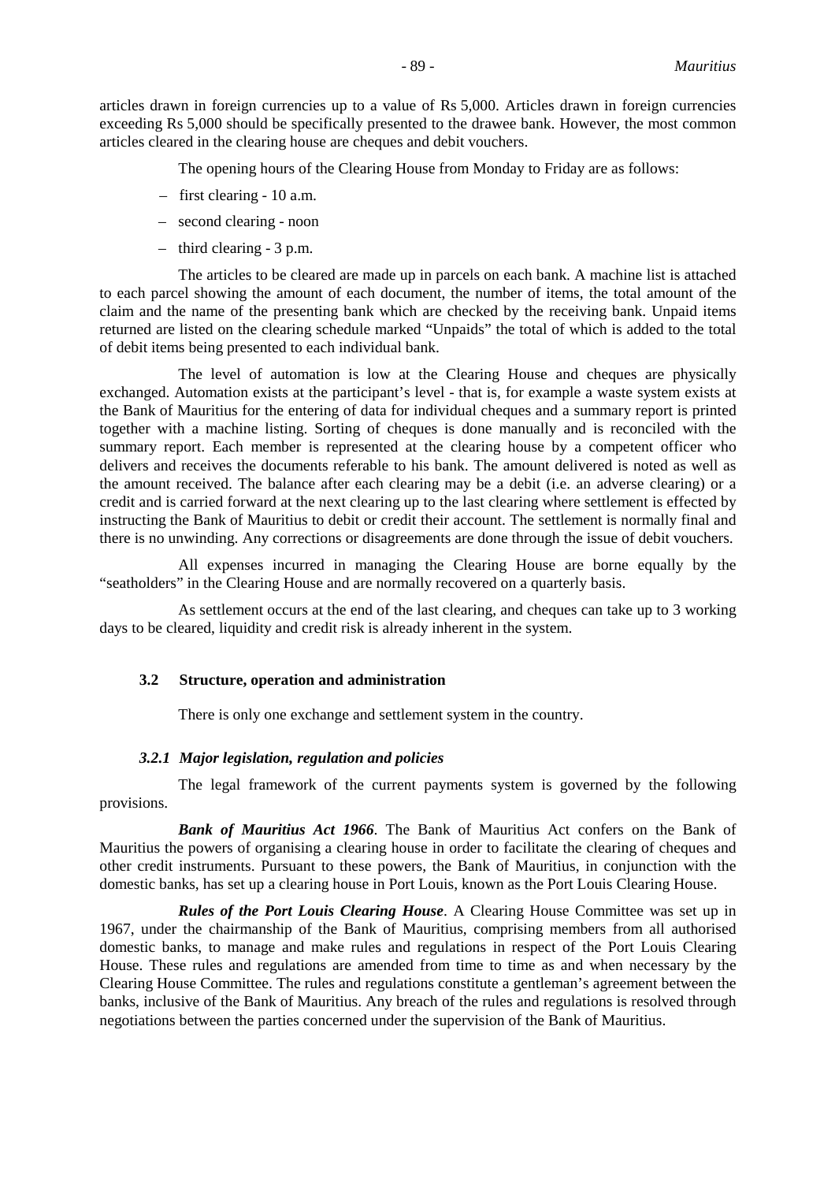articles drawn in foreign currencies up to a value of Rs 5,000. Articles drawn in foreign currencies exceeding Rs 5,000 should be specifically presented to the drawee bank. However, the most common articles cleared in the clearing house are cheques and debit vouchers.

The opening hours of the Clearing House from Monday to Friday are as follows:

- first clearing - 10 a.m.
- second clearing - noon
- third clearing - 3 p.m.

The articles to be cleared are made up in parcels on each bank. A machine list is attached to each parcel showing the amount of each document, the number of items, the total amount of the claim and the name of the presenting bank which are checked by the receiving bank. Unpaid items returned are listed on the clearing schedule marked "Unpaids" the total of which is added to the total of debit items being presented to each individual bank.

The level of automation is low at the Clearing House and cheques are physically exchanged. Automation exists at the participant's level - that is, for example a waste system exists at the Bank of Mauritius for the entering of data for individual cheques and a summary report is printed together with a machine listing. Sorting of cheques is done manually and is reconciled with the summary report. Each member is represented at the clearing house by a competent officer who delivers and receives the documents referable to his bank. The amount delivered is noted as well as the amount received. The balance after each clearing may be a debit (i.e. an adverse clearing) or a credit and is carried forward at the next clearing up to the last clearing where settlement is effected by instructing the Bank of Mauritius to debit or credit their account. The settlement is normally final and there is no unwinding. Any corrections or disagreements are done through the issue of debit vouchers.

All expenses incurred in managing the Clearing House are borne equally by the "seatholders" in the Clearing House and are normally recovered on a quarterly basis.

As settlement occurs at the end of the last clearing, and cheques can take up to 3 working days to be cleared, liquidity and credit risk is already inherent in the system.

### 3.2 Structure, operation and administration

There is only one exchange and settlement system in the country.

#### *3.2.1 Major legislation, regulation and policies*

The legal framework of the current payments system is governed by the following provisions.

***Bank of Mauritius Act 1966***. The Bank of Mauritius Act confers on the Bank of Mauritius the powers of organising a clearing house in order to facilitate the clearing of cheques and other credit instruments. Pursuant to these powers, the Bank of Mauritius, in conjunction with the domestic banks, has set up a clearing house in Port Louis, known as the Port Louis Clearing House.

***Rules of the Port Louis Clearing House***. A Clearing House Committee was set up in 1967, under the chairmanship of the Bank of Mauritius, comprising members from all authorised domestic banks, to manage and make rules and regulations in respect of the Port Louis Clearing House. These rules and regulations are amended from time to time as and when necessary by the Clearing House Committee. The rules and regulations constitute a gentleman's agreement between the banks, inclusive of the Bank of Mauritius. Any breach of the rules and regulations is resolved through negotiations between the parties concerned under the supervision of the Bank of Mauritius.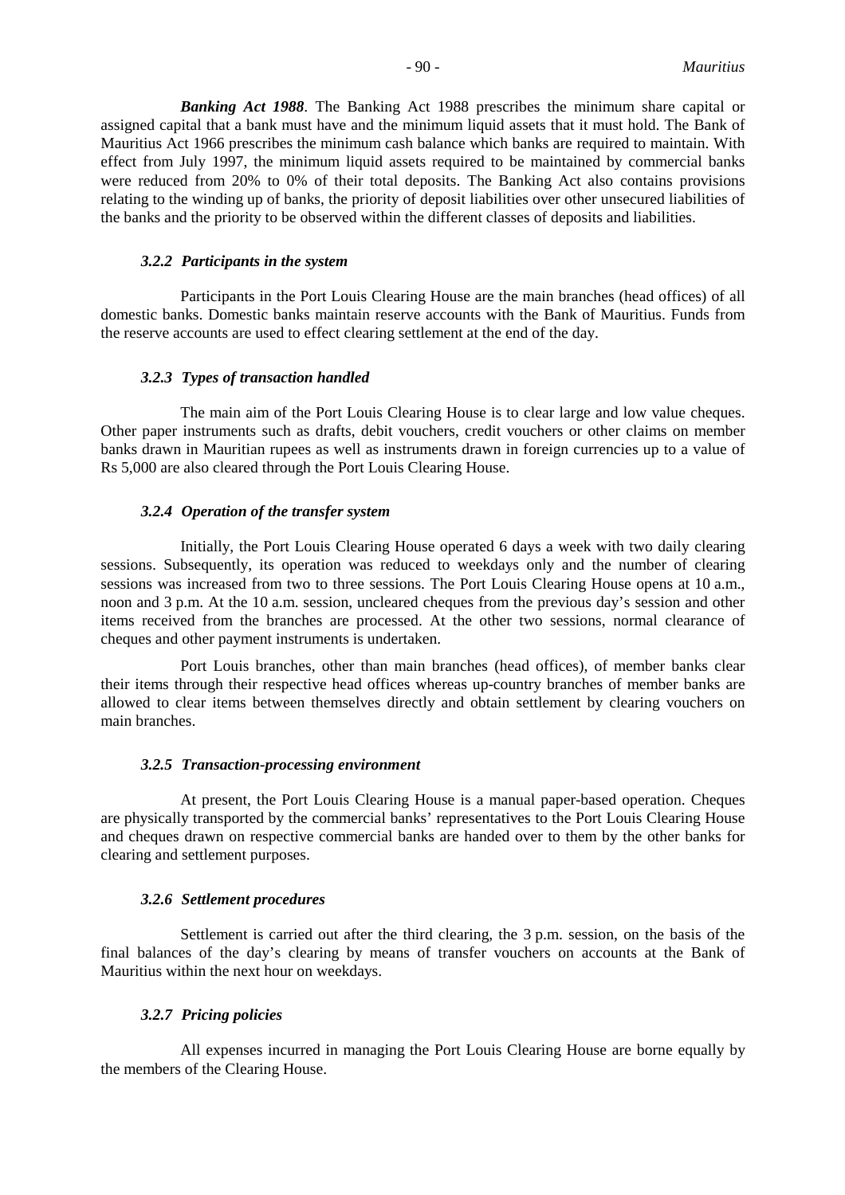***Banking Act 1988***. The Banking Act 1988 prescribes the minimum share capital or assigned capital that a bank must have and the minimum liquid assets that it must hold. The Bank of Mauritius Act 1966 prescribes the minimum cash balance which banks are required to maintain. With effect from July 1997, the minimum liquid assets required to be maintained by commercial banks were reduced from 20% to 0% of their total deposits. The Banking Act also contains provisions relating to the winding up of banks, the priority of deposit liabilities over other unsecured liabilities of the banks and the priority to be observed within the different classes of deposits and liabilities.

#### *3.2.2 Participants in the system*

Participants in the Port Louis Clearing House are the main branches (head offices) of all domestic banks. Domestic banks maintain reserve accounts with the Bank of Mauritius. Funds from the reserve accounts are used to effect clearing settlement at the end of the day.

#### *3.2.3 Types of transaction handled*

The main aim of the Port Louis Clearing House is to clear large and low value cheques. Other paper instruments such as drafts, debit vouchers, credit vouchers or other claims on member banks drawn in Mauritian rupees as well as instruments drawn in foreign currencies up to a value of Rs 5,000 are also cleared through the Port Louis Clearing House.

#### *3.2.4 Operation of the transfer system*

Initially, the Port Louis Clearing House operated 6 days a week with two daily clearing sessions. Subsequently, its operation was reduced to weekdays only and the number of clearing sessions was increased from two to three sessions. The Port Louis Clearing House opens at 10 a.m., noon and 3 p.m. At the 10 a.m. session, uncleared cheques from the previous day's session and other items received from the branches are processed. At the other two sessions, normal clearance of cheques and other payment instruments is undertaken.

Port Louis branches, other than main branches (head offices), of member banks clear their items through their respective head offices whereas up-country branches of member banks are allowed to clear items between themselves directly and obtain settlement by clearing vouchers on main branches.

#### *3.2.5 Transaction-processing environment*

At present, the Port Louis Clearing House is a manual paper-based operation. Cheques are physically transported by the commercial banks' representatives to the Port Louis Clearing House and cheques drawn on respective commercial banks are handed over to them by the other banks for clearing and settlement purposes.

#### *3.2.6 Settlement procedures*

Settlement is carried out after the third clearing, the 3 p.m. session, on the basis of the final balances of the day's clearing by means of transfer vouchers on accounts at the Bank of Mauritius within the next hour on weekdays.

#### *3.2.7 Pricing policies*

All expenses incurred in managing the Port Louis Clearing House are borne equally by the members of the Clearing House.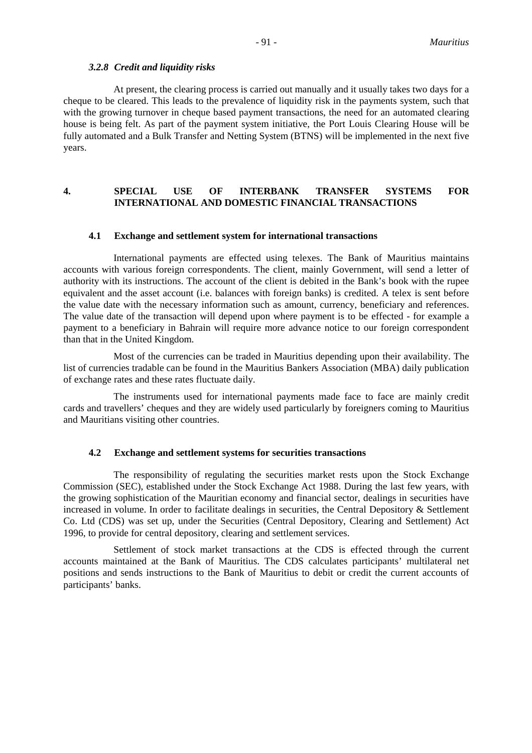#### *3.2.8 Credit and liquidity risks*

At present, the clearing process is carried out manually and it usually takes two days for a cheque to be cleared. This leads to the prevalence of liquidity risk in the payments system, such that with the growing turnover in cheque based payment transactions, the need for an automated clearing house is being felt. As part of the payment system initiative, the Port Louis Clearing House will be fully automated and a Bulk Transfer and Netting System (BTNS) will be implemented in the next five years.

## 4. SPECIAL USE OF INTERBANK TRANSFER SYSTEMS FOR INTERNATIONAL AND DOMESTIC FINANCIAL TRANSACTIONS

### 4.1 Exchange and settlement system for international transactions

International payments are effected using telexes. The Bank of Mauritius maintains accounts with various foreign correspondents. The client, mainly Government, will send a letter of authority with its instructions. The account of the client is debited in the Bank's book with the rupee equivalent and the asset account (i.e. balances with foreign banks) is credited. A telex is sent before the value date with the necessary information such as amount, currency, beneficiary and references. The value date of the transaction will depend upon where payment is to be effected - for example a payment to a beneficiary in Bahrain will require more advance notice to our foreign correspondent than that in the United Kingdom.

Most of the currencies can be traded in Mauritius depending upon their availability. The list of currencies tradable can be found in the Mauritius Bankers Association (MBA) daily publication of exchange rates and these rates fluctuate daily.

The instruments used for international payments made face to face are mainly credit cards and travellers' cheques and they are widely used particularly by foreigners coming to Mauritius and Mauritians visiting other countries.

### 4.2 Exchange and settlement systems for securities transactions

The responsibility of regulating the securities market rests upon the Stock Exchange Commission (SEC), established under the Stock Exchange Act 1988. During the last few years, with the growing sophistication of the Mauritian economy and financial sector, dealings in securities have increased in volume. In order to facilitate dealings in securities, the Central Depository & Settlement Co. Ltd (CDS) was set up, under the Securities (Central Depository, Clearing and Settlement) Act 1996, to provide for central depository, clearing and settlement services.

Settlement of stock market transactions at the CDS is effected through the current accounts maintained at the Bank of Mauritius. The CDS calculates participants' multilateral net positions and sends instructions to the Bank of Mauritius to debit or credit the current accounts of participants' banks.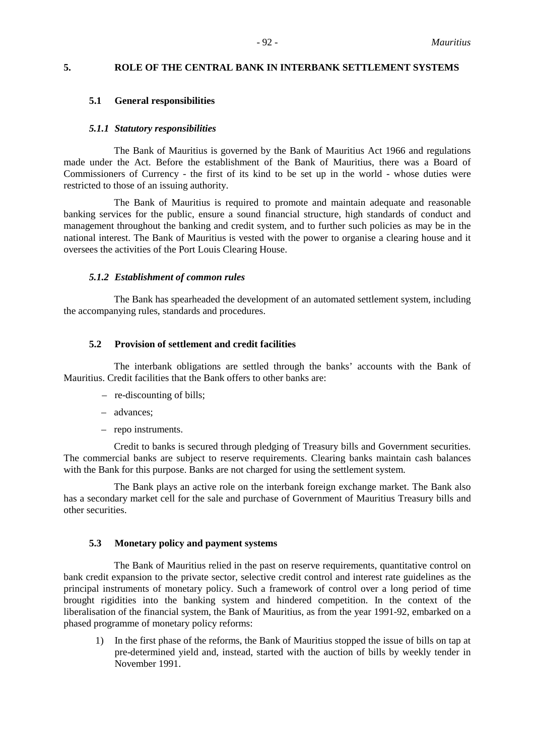## 5. ROLE OF THE CENTRAL BANK IN INTERBANK SETTLEMENT SYSTEMS

### 5.1 General responsibilities

#### *5.1.1 Statutory responsibilities*

The Bank of Mauritius is governed by the Bank of Mauritius Act 1966 and regulations made under the Act. Before the establishment of the Bank of Mauritius, there was a Board of Commissioners of Currency - the first of its kind to be set up in the world - whose duties were restricted to those of an issuing authority.

The Bank of Mauritius is required to promote and maintain adequate and reasonable banking services for the public, ensure a sound financial structure, high standards of conduct and management throughout the banking and credit system, and to further such policies as may be in the national interest. The Bank of Mauritius is vested with the power to organise a clearing house and it oversees the activities of the Port Louis Clearing House.

#### *5.1.2 Establishment of common rules*

The Bank has spearheaded the development of an automated settlement system, including the accompanying rules, standards and procedures.

### 5.2 Provision of settlement and credit facilities

The interbank obligations are settled through the banks' accounts with the Bank of Mauritius. Credit facilities that the Bank offers to other banks are:

- re-discounting of bills;
- advances;
- repo instruments.

Credit to banks is secured through pledging of Treasury bills and Government securities. The commercial banks are subject to reserve requirements. Clearing banks maintain cash balances with the Bank for this purpose. Banks are not charged for using the settlement system.

The Bank plays an active role on the interbank foreign exchange market. The Bank also has a secondary market cell for the sale and purchase of Government of Mauritius Treasury bills and other securities.

### 5.3 Monetary policy and payment systems

The Bank of Mauritius relied in the past on reserve requirements, quantitative control on bank credit expansion to the private sector, selective credit control and interest rate guidelines as the principal instruments of monetary policy. Such a framework of control over a long period of time brought rigidities into the banking system and hindered competition. In the context of the liberalisation of the financial system, the Bank of Mauritius, as from the year 1991-92, embarked on a phased programme of monetary policy reforms:

1) In the first phase of the reforms, the Bank of Mauritius stopped the issue of bills on tap at pre-determined yield and, instead, started with the auction of bills by weekly tender in November 1991.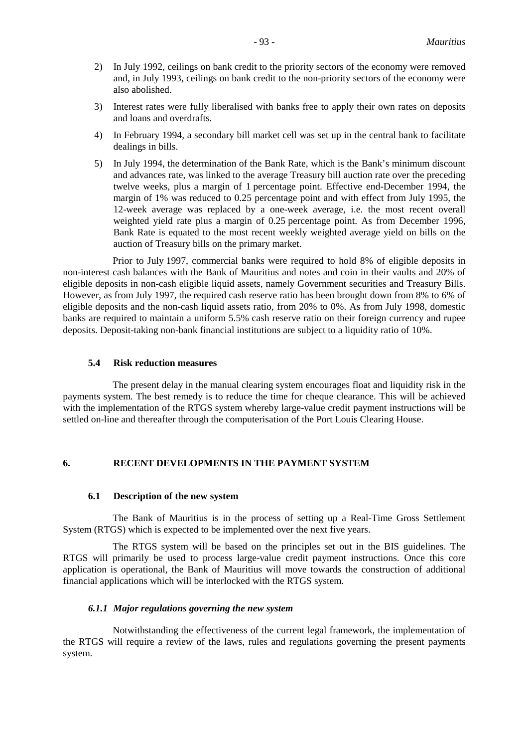2) In July 1992, ceilings on bank credit to the priority sectors of the economy were removed and, in July 1993, ceilings on bank credit to the non-priority sectors of the economy were also abolished.

3) Interest rates were fully liberalised with banks free to apply their own rates on deposits and loans and overdrafts.

4) In February 1994, a secondary bill market cell was set up in the central bank to facilitate dealings in bills.

5) In July 1994, the determination of the Bank Rate, which is the Bank's minimum discount and advances rate, was linked to the average Treasury bill auction rate over the preceding twelve weeks, plus a margin of 1 percentage point. Effective end-December 1994, the margin of 1% was reduced to 0.25 percentage point and with effect from July 1995, the 12-week average was replaced by a one-week average, i.e. the most recent overall weighted yield rate plus a margin of 0.25 percentage point. As from December 1996, Bank Rate is equated to the most recent weekly weighted average yield on bills on the auction of Treasury bills on the primary market.

Prior to July 1997, commercial banks were required to hold 8% of eligible deposits in non-interest cash balances with the Bank of Mauritius and notes and coin in their vaults and 20% of eligible deposits in non-cash eligible liquid assets, namely Government securities and Treasury Bills. However, as from July 1997, the required cash reserve ratio has been brought down from 8% to 6% of eligible deposits and the non-cash liquid assets ratio, from 20% to 0%. As from July 1998, domestic banks are required to maintain a uniform 5.5% cash reserve ratio on their foreign currency and rupee deposits. Deposit-taking non-bank financial institutions are subject to a liquidity ratio of 10%.

### 5.4 Risk reduction measures

The present delay in the manual clearing system encourages float and liquidity risk in the payments system. The best remedy is to reduce the time for cheque clearance. This will be achieved with the implementation of the RTGS system whereby large-value credit payment instructions will be settled on-line and thereafter through the computerisation of the Port Louis Clearing House.

## 6. RECENT DEVELOPMENTS IN THE PAYMENT SYSTEM

### 6.1 Description of the new system

The Bank of Mauritius is in the process of setting up a Real-Time Gross Settlement System (RTGS) which is expected to be implemented over the next five years.

The RTGS system will be based on the principles set out in the BIS guidelines. The RTGS will primarily be used to process large-value credit payment instructions. Once this core application is operational, the Bank of Mauritius will move towards the construction of additional financial applications which will be interlocked with the RTGS system.

#### *6.1.1 Major regulations governing the new system*

Notwithstanding the effectiveness of the current legal framework, the implementation of the RTGS will require a review of the laws, rules and regulations governing the present payments system.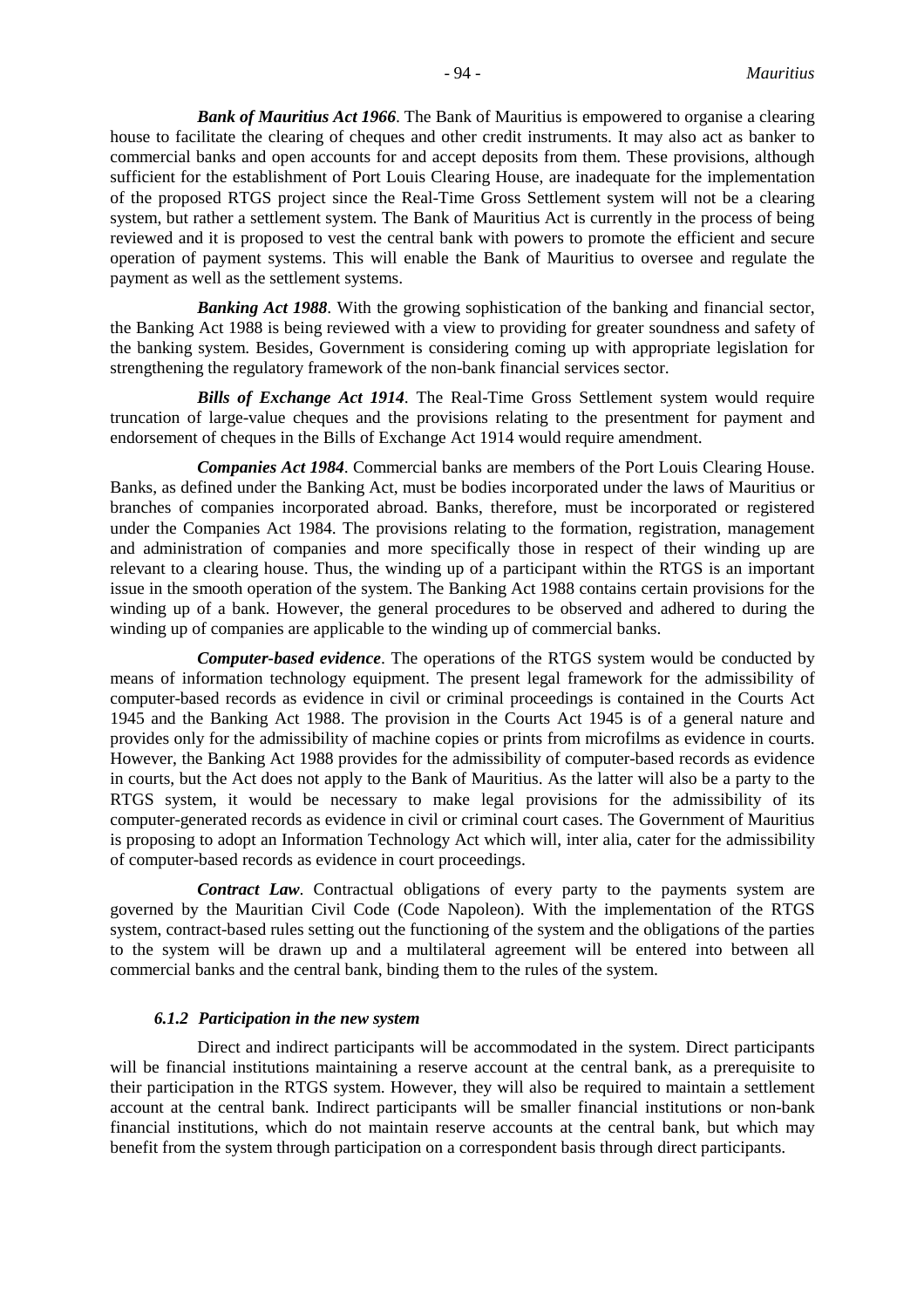***Bank of Mauritius Act 1966***. The Bank of Mauritius is empowered to organise a clearing house to facilitate the clearing of cheques and other credit instruments. It may also act as banker to commercial banks and open accounts for and accept deposits from them. These provisions, although sufficient for the establishment of Port Louis Clearing House, are inadequate for the implementation of the proposed RTGS project since the Real-Time Gross Settlement system will not be a clearing system, but rather a settlement system. The Bank of Mauritius Act is currently in the process of being reviewed and it is proposed to vest the central bank with powers to promote the efficient and secure operation of payment systems. This will enable the Bank of Mauritius to oversee and regulate the payment as well as the settlement systems.

***Banking Act 1988***. With the growing sophistication of the banking and financial sector, the Banking Act 1988 is being reviewed with a view to providing for greater soundness and safety of the banking system. Besides, Government is considering coming up with appropriate legislation for strengthening the regulatory framework of the non-bank financial services sector.

***Bills of Exchange Act 1914***. The Real-Time Gross Settlement system would require truncation of large-value cheques and the provisions relating to the presentment for payment and endorsement of cheques in the Bills of Exchange Act 1914 would require amendment.

***Companies Act 1984***. Commercial banks are members of the Port Louis Clearing House. Banks, as defined under the Banking Act, must be bodies incorporated under the laws of Mauritius or branches of companies incorporated abroad. Banks, therefore, must be incorporated or registered under the Companies Act 1984. The provisions relating to the formation, registration, management and administration of companies and more specifically those in respect of their winding up are relevant to a clearing house. Thus, the winding up of a participant within the RTGS is an important issue in the smooth operation of the system. The Banking Act 1988 contains certain provisions for the winding up of a bank. However, the general procedures to be observed and adhered to during the winding up of companies are applicable to the winding up of commercial banks.

***Computer-based evidence***. The operations of the RTGS system would be conducted by means of information technology equipment. The present legal framework for the admissibility of computer-based records as evidence in civil or criminal proceedings is contained in the Courts Act 1945 and the Banking Act 1988. The provision in the Courts Act 1945 is of a general nature and provides only for the admissibility of machine copies or prints from microfilms as evidence in courts. However, the Banking Act 1988 provides for the admissibility of computer-based records as evidence in courts, but the Act does not apply to the Bank of Mauritius. As the latter will also be a party to the RTGS system, it would be necessary to make legal provisions for the admissibility of its computer-generated records as evidence in civil or criminal court cases. The Government of Mauritius is proposing to adopt an Information Technology Act which will, inter alia, cater for the admissibility of computer-based records as evidence in court proceedings.

***Contract Law***. Contractual obligations of every party to the payments system are governed by the Mauritian Civil Code (Code Napoleon). With the implementation of the RTGS system, contract-based rules setting out the functioning of the system and the obligations of the parties to the system will be drawn up and a multilateral agreement will be entered into between all commercial banks and the central bank, binding them to the rules of the system.

#### *6.1.2 Participation in the new system*

Direct and indirect participants will be accommodated in the system. Direct participants will be financial institutions maintaining a reserve account at the central bank, as a prerequisite to their participation in the RTGS system. However, they will also be required to maintain a settlement account at the central bank. Indirect participants will be smaller financial institutions or non-bank financial institutions, which do not maintain reserve accounts at the central bank, but which may benefit from the system through participation on a correspondent basis through direct participants.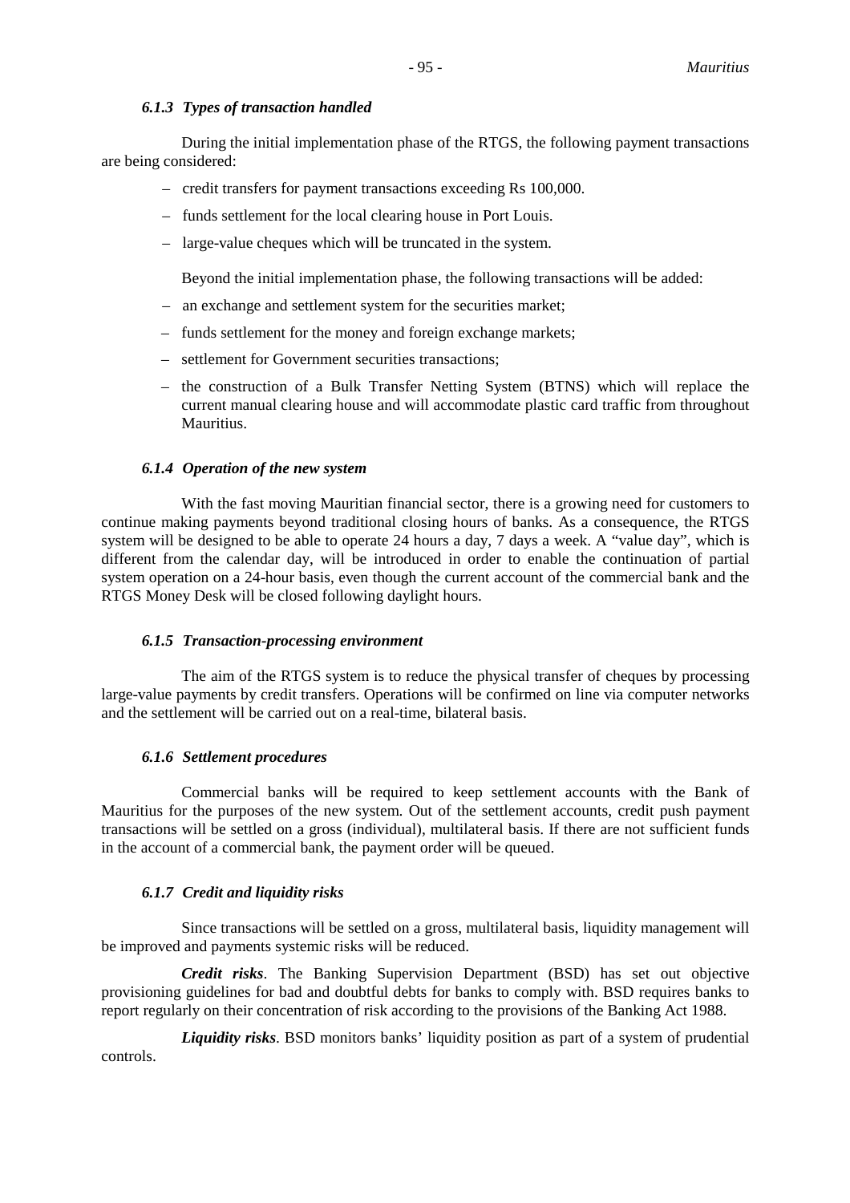#### *6.1.3 Types of transaction handled*

During the initial implementation phase of the RTGS, the following payment transactions are being considered:

- credit transfers for payment transactions exceeding Rs 100,000.
- funds settlement for the local clearing house in Port Louis.
- large-value cheques which will be truncated in the system.

Beyond the initial implementation phase, the following transactions will be added:

- an exchange and settlement system for the securities market;
- funds settlement for the money and foreign exchange markets;
- settlement for Government securities transactions;
- the construction of a Bulk Transfer Netting System (BTNS) which will replace the current manual clearing house and will accommodate plastic card traffic from throughout Mauritius.

#### *6.1.4 Operation of the new system*

With the fast moving Mauritian financial sector, there is a growing need for customers to continue making payments beyond traditional closing hours of banks. As a consequence, the RTGS system will be designed to be able to operate 24 hours a day, 7 days a week. A "value day", which is different from the calendar day, will be introduced in order to enable the continuation of partial system operation on a 24-hour basis, even though the current account of the commercial bank and the RTGS Money Desk will be closed following daylight hours.

#### *6.1.5 Transaction-processing environment*

The aim of the RTGS system is to reduce the physical transfer of cheques by processing large-value payments by credit transfers. Operations will be confirmed on line via computer networks and the settlement will be carried out on a real-time, bilateral basis.

#### *6.1.6 Settlement procedures*

Commercial banks will be required to keep settlement accounts with the Bank of Mauritius for the purposes of the new system. Out of the settlement accounts, credit push payment transactions will be settled on a gross (individual), multilateral basis. If there are not sufficient funds in the account of a commercial bank, the payment order will be queued.

#### *6.1.7 Credit and liquidity risks*

Since transactions will be settled on a gross, multilateral basis, liquidity management will be improved and payments systemic risks will be reduced.

***Credit risks***. The Banking Supervision Department (BSD) has set out objective provisioning guidelines for bad and doubtful debts for banks to comply with. BSD requires banks to report regularly on their concentration of risk according to the provisions of the Banking Act 1988.

***Liquidity risks***. BSD monitors banks' liquidity position as part of a system of prudential controls.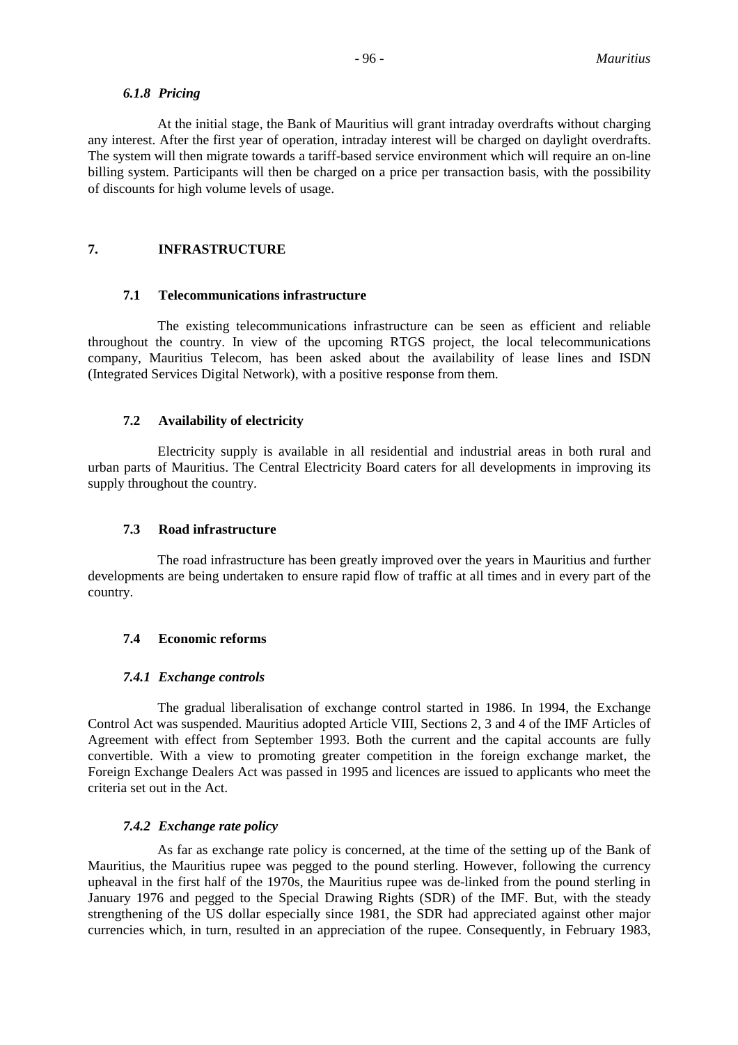#### *6.1.8 Pricing*

At the initial stage, the Bank of Mauritius will grant intraday overdrafts without charging any interest. After the first year of operation, intraday interest will be charged on daylight overdrafts. The system will then migrate towards a tariff-based service environment which will require an on-line billing system. Participants will then be charged on a price per transaction basis, with the possibility of discounts for high volume levels of usage.

## 7. INFRASTRUCTURE

### 7.1 Telecommunications infrastructure

The existing telecommunications infrastructure can be seen as efficient and reliable throughout the country. In view of the upcoming RTGS project, the local telecommunications company, Mauritius Telecom, has been asked about the availability of lease lines and ISDN (Integrated Services Digital Network), with a positive response from them.

### 7.2 Availability of electricity

Electricity supply is available in all residential and industrial areas in both rural and urban parts of Mauritius. The Central Electricity Board caters for all developments in improving its supply throughout the country.

### 7.3 Road infrastructure

The road infrastructure has been greatly improved over the years in Mauritius and further developments are being undertaken to ensure rapid flow of traffic at all times and in every part of the country.

### 7.4 Economic reforms

#### *7.4.1 Exchange controls*

The gradual liberalisation of exchange control started in 1986. In 1994, the Exchange Control Act was suspended. Mauritius adopted Article VIII, Sections 2, 3 and 4 of the IMF Articles of Agreement with effect from September 1993. Both the current and the capital accounts are fully convertible. With a view to promoting greater competition in the foreign exchange market, the Foreign Exchange Dealers Act was passed in 1995 and licences are issued to applicants who meet the criteria set out in the Act.

#### *7.4.2 Exchange rate policy*

As far as exchange rate policy is concerned, at the time of the setting up of the Bank of Mauritius, the Mauritius rupee was pegged to the pound sterling. However, following the currency upheaval in the first half of the 1970s, the Mauritius rupee was de-linked from the pound sterling in January 1976 and pegged to the Special Drawing Rights (SDR) of the IMF. But, with the steady strengthening of the US dollar especially since 1981, the SDR had appreciated against other major currencies which, in turn, resulted in an appreciation of the rupee. Consequently, in February 1983,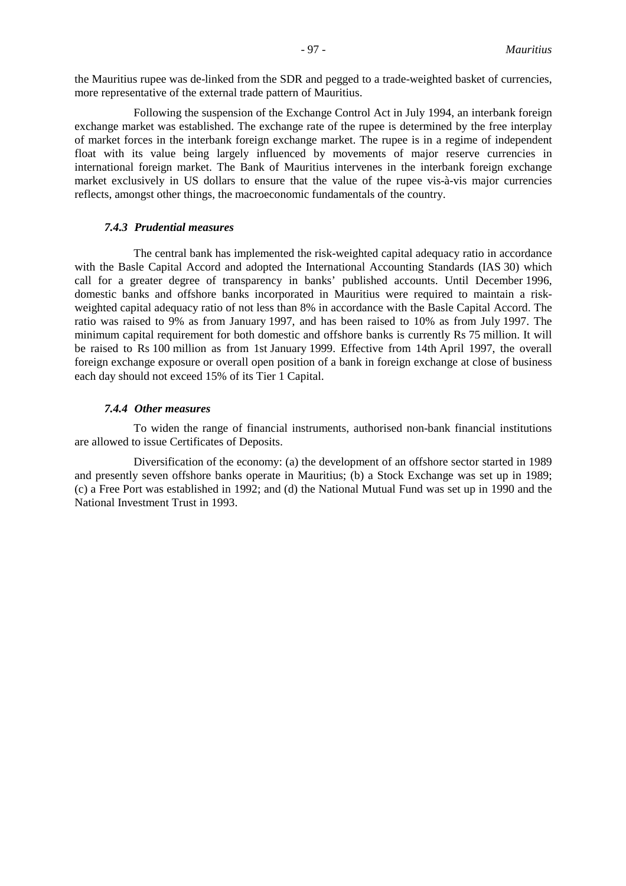the Mauritius rupee was de-linked from the SDR and pegged to a trade-weighted basket of currencies, more representative of the external trade pattern of Mauritius.

Following the suspension of the Exchange Control Act in July 1994, an interbank foreign exchange market was established. The exchange rate of the rupee is determined by the free interplay of market forces in the interbank foreign exchange market. The rupee is in a regime of independent float with its value being largely influenced by movements of major reserve currencies in international foreign market. The Bank of Mauritius intervenes in the interbank foreign exchange market exclusively in US dollars to ensure that the value of the rupee vis-à-vis major currencies reflects, amongst other things, the macroeconomic fundamentals of the country.

#### *7.4.3 Prudential measures*

The central bank has implemented the risk-weighted capital adequacy ratio in accordance with the Basle Capital Accord and adopted the International Accounting Standards (IAS 30) which call for a greater degree of transparency in banks' published accounts. Until December 1996, domestic banks and offshore banks incorporated in Mauritius were required to maintain a risk-weighted capital adequacy ratio of not less than 8% in accordance with the Basle Capital Accord. The ratio was raised to 9% as from January 1997, and has been raised to 10% as from July 1997. The minimum capital requirement for both domestic and offshore banks is currently Rs 75 million. It will be raised to Rs 100 million as from 1st January 1999. Effective from 14th April 1997, the overall foreign exchange exposure or overall open position of a bank in foreign exchange at close of business each day should not exceed 15% of its Tier 1 Capital.

#### *7.4.4 Other measures*

To widen the range of financial instruments, authorised non-bank financial institutions are allowed to issue Certificates of Deposits.

Diversification of the economy: (a) the development of an offshore sector started in 1989 and presently seven offshore banks operate in Mauritius; (b) a Stock Exchange was set up in 1989; (c) a Free Port was established in 1992; and (d) the National Mutual Fund was set up in 1990 and the National Investment Trust in 1993.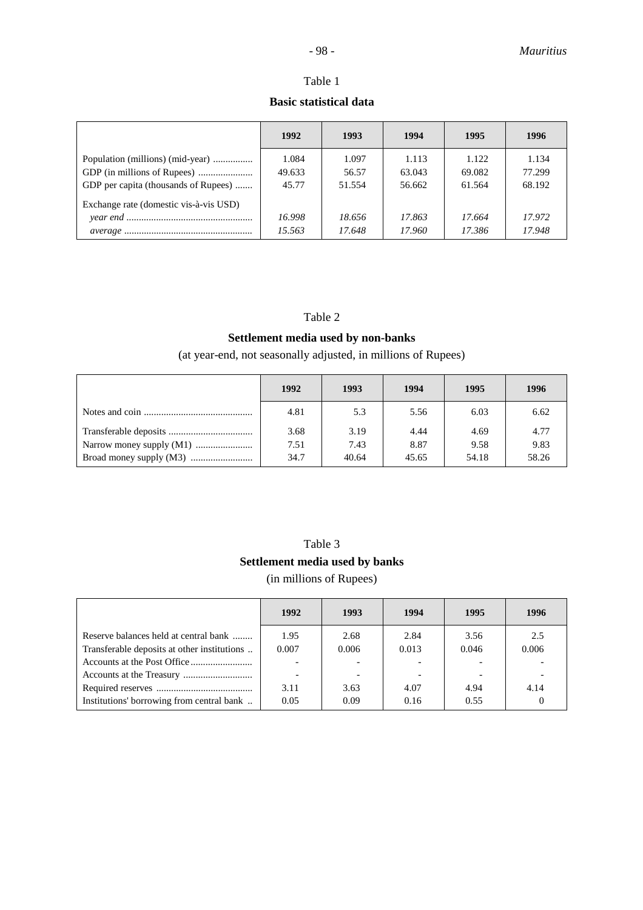Table 1

**Basic statistical data**

| | 1992 | 1993 | 1994 | 1995 | 1996 |
|---|---|---|---|---|---|
| Population (millions) (mid-year) | 1.084 | 1.097 | 1.113 | 1.122 | 1.134 |
| GDP (in millions of Rupees) | 49.633 | 56.57 | 63.043 | 69.082 | 77.299 |
| GDP per capita (thousands of Rupees) | 45.77 | 51.554 | 56.662 | 61.564 | 68.192 |
| Exchange rate (domestic vis-à-vis USD) | | | | | |
| *year end* | *16.998* | *18.656* | *17.863* | *17.664* | *17.972* |
| *average* | *15.563* | *17.648* | *17.960* | *17.386* | *17.948* |

Table 2

**Settlement media used by non-banks**

(at year-end, not seasonally adjusted, in millions of Rupees)

| | 1992 | 1993 | 1994 | 1995 | 1996 |
|---|---|---|---|---|---|
| Notes and coin | 4.81 | 5.3 | 5.56 | 6.03 | 6.62 |
| Transferable deposits | 3.68 | 3.19 | 4.44 | 4.69 | 4.77 |
| Narrow money supply (M1) | 7.51 | 7.43 | 8.87 | 9.58 | 9.83 |
| Broad money supply (M3) | 34.7 | 40.64 | 45.65 | 54.18 | 58.26 |

Table 3

**Settlement media used by banks**

(in millions of Rupees)

| | 1992 | 1993 | 1994 | 1995 | 1996 |
|---|---|---|---|---|---|
| Reserve balances held at central bank | 1.95 | 2.68 | 2.84 | 3.56 | 2.5 |
| Transferable deposits at other institutions | 0.007 | 0.006 | 0.013 | 0.046 | 0.006 |
| Accounts at the Post Office | - | - | - | - | - |
| Accounts at the Treasury | - | - | - | - | - |
| Required reserves | 3.11 | 3.63 | 4.07 | 4.94 | 4.14 |
| Institutions' borrowing from central bank | 0.05 | 0.09 | 0.16 | 0.55 | 0 |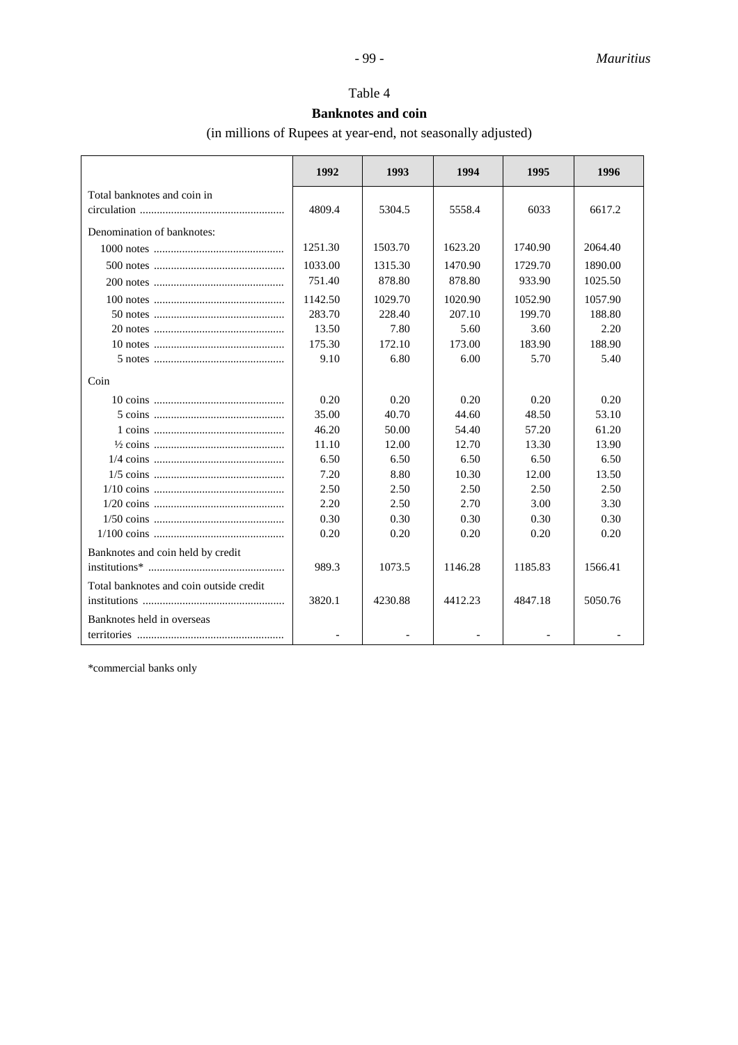Table 4

**Banknotes and coin**

(in millions of Rupees at year-end, not seasonally adjusted)

| | 1992 | 1993 | 1994 | 1995 | 1996 |
|---|---|---|---|---|---|
| Total banknotes and coin in circulation | 4809.4 | 5304.5 | 5558.4 | 6033 | 6617.2 |
| Denomination of banknotes: | | | | | |
| 1000 notes | 1251.30 | 1503.70 | 1623.20 | 1740.90 | 2064.40 |
| 500 notes | 1033.00 | 1315.30 | 1470.90 | 1729.70 | 1890.00 |
| 200 notes | 751.40 | 878.80 | 878.80 | 933.90 | 1025.50 |
| 100 notes | 1142.50 | 1029.70 | 1020.90 | 1052.90 | 1057.90 |
| 50 notes | 283.70 | 228.40 | 207.10 | 199.70 | 188.80 |
| 20 notes | 13.50 | 7.80 | 5.60 | 3.60 | 2.20 |
| 10 notes | 175.30 | 172.10 | 173.00 | 183.90 | 188.90 |
| 5 notes | 9.10 | 6.80 | 6.00 | 5.70 | 5.40 |
| Coin | | | | | |
| 10 coins | 0.20 | 0.20 | 0.20 | 0.20 | 0.20 |
| 5 coins | 35.00 | 40.70 | 44.60 | 48.50 | 53.10 |
| 1 coins | 46.20 | 50.00 | 54.40 | 57.20 | 61.20 |
| ½ coins | 11.10 | 12.00 | 12.70 | 13.30 | 13.90 |
| 1/4 coins | 6.50 | 6.50 | 6.50 | 6.50 | 6.50 |
| 1/5 coins | 7.20 | 8.80 | 10.30 | 12.00 | 13.50 |
| 1/10 coins | 2.50 | 2.50 | 2.50 | 2.50 | 2.50 |
| 1/20 coins | 2.20 | 2.50 | 2.70 | 3.00 | 3.30 |
| 1/50 coins | 0.30 | 0.30 | 0.30 | 0.30 | 0.30 |
| 1/100 coins | 0.20 | 0.20 | 0.20 | 0.20 | 0.20 |
| Banknotes and coin held by credit institutions* | 989.3 | 1073.5 | 1146.28 | 1185.83 | 1566.41 |
| Total banknotes and coin outside credit institutions | 3820.1 | 4230.88 | 4412.23 | 4847.18 | 5050.76 |
| Banknotes held in overseas territories | - | - | - | - | - |

*commercial banks only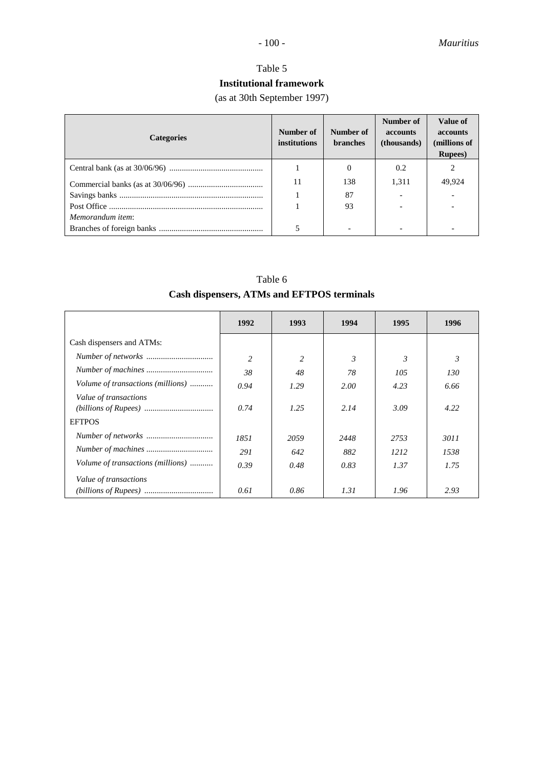Table 5

**Institutional framework**

(as at 30th September 1997)

| Categories | Number of institutions | Number of branches | Number of accounts (thousands) | Value of accounts (millions of Rupees) |
|---|---|---|---|---|
| Central bank (as at 30/06/96) | 1 | 0 | 0.2 | 2 |
| Commercial banks (as at 30/06/96) | 11 | 138 | 1,311 | 49,924 |
| Savings banks | 1 | 87 | - | - |
| Post Office | 1 | 93 | - | - |
| *Memorandum item*: | | | | |
| Branches of foreign banks | 5 | - | - | - |

Table 6

**Cash dispensers, ATMs and EFTPOS terminals**

| | 1992 | 1993 | 1994 | 1995 | 1996 |
|---|---|---|---|---|---|
| Cash dispensers and ATMs: | | | | | |
| *Number of networks* | *2* | *2* | *3* | *3* | *3* |
| *Number of machines* | *38* | *48* | *78* | *105* | *130* |
| *Volume of transactions (millions)* | *0.94* | *1.29* | *2.00* | *4.23* | *6.66* |
| *Value of transactions (billions of Rupees)* | *0.74* | *1.25* | *2.14* | *3.09* | *4.22* |
| EFTPOS | | | | | |
| *Number of networks* | *1851* | *2059* | *2448* | *2753* | *3011* |
| *Number of machines* | *291* | *642* | *882* | *1212* | *1538* |
| *Volume of transactions (millions)* | *0.39* | *0.48* | *0.83* | *1.37* | *1.75* |
| *Value of transactions (billions of Rupees)* | *0.61* | *0.86* | *1.31* | *1.96* | *2.93* |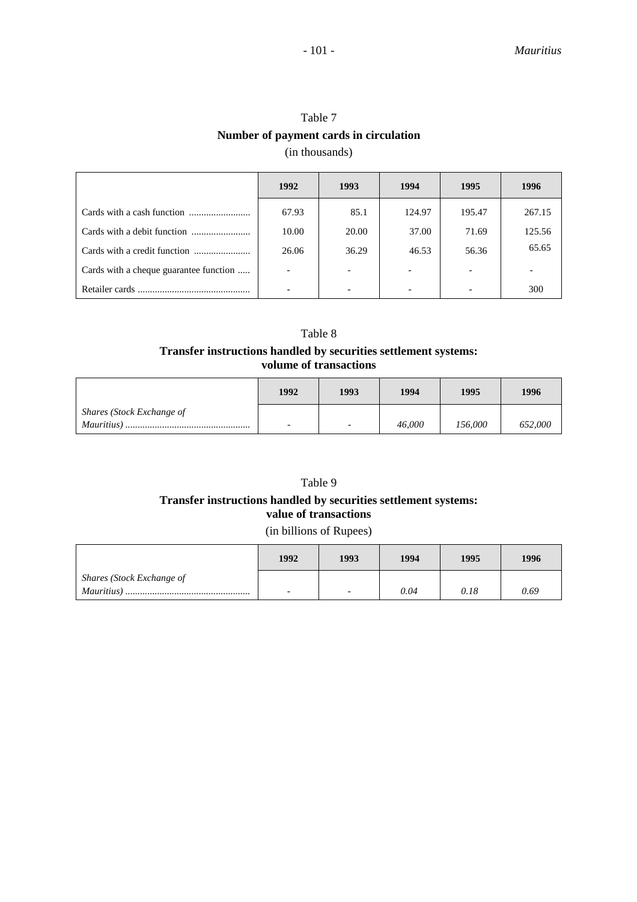Table 7

**Number of payment cards in circulation**

(in thousands)

| | 1992 | 1993 | 1994 | 1995 | 1996 |
|---|---|---|---|---|---|
| Cards with a cash function | 67.93 | 85.1 | 124.97 | 195.47 | 267.15 |
| Cards with a debit function | 10.00 | 20.00 | 37.00 | 71.69 | 125.56 |
| Cards with a credit function | 26.06 | 36.29 | 46.53 | 56.36 | 65.65 |
| Cards with a cheque guarantee function | - | - | - | - | - |
| Retailer cards | - | - | - | - | 300 |

Table 8

**Transfer instructions handled by securities settlement systems: volume of transactions**

| | 1992 | 1993 | 1994 | 1995 | 1996 |
|---|---|---|---|---|---|
| *Shares (Stock Exchange of Mauritius)* | - | - | *46,000* | *156,000* | *652,000* |

Table 9

**Transfer instructions handled by securities settlement systems: value of transactions**

(in billions of Rupees)

| | 1992 | 1993 | 1994 | 1995 | 1996 |
|---|---|---|---|---|---|
| *Shares (Stock Exchange of Mauritius)* | - | - | *0.04* | *0.18* | *0.69* |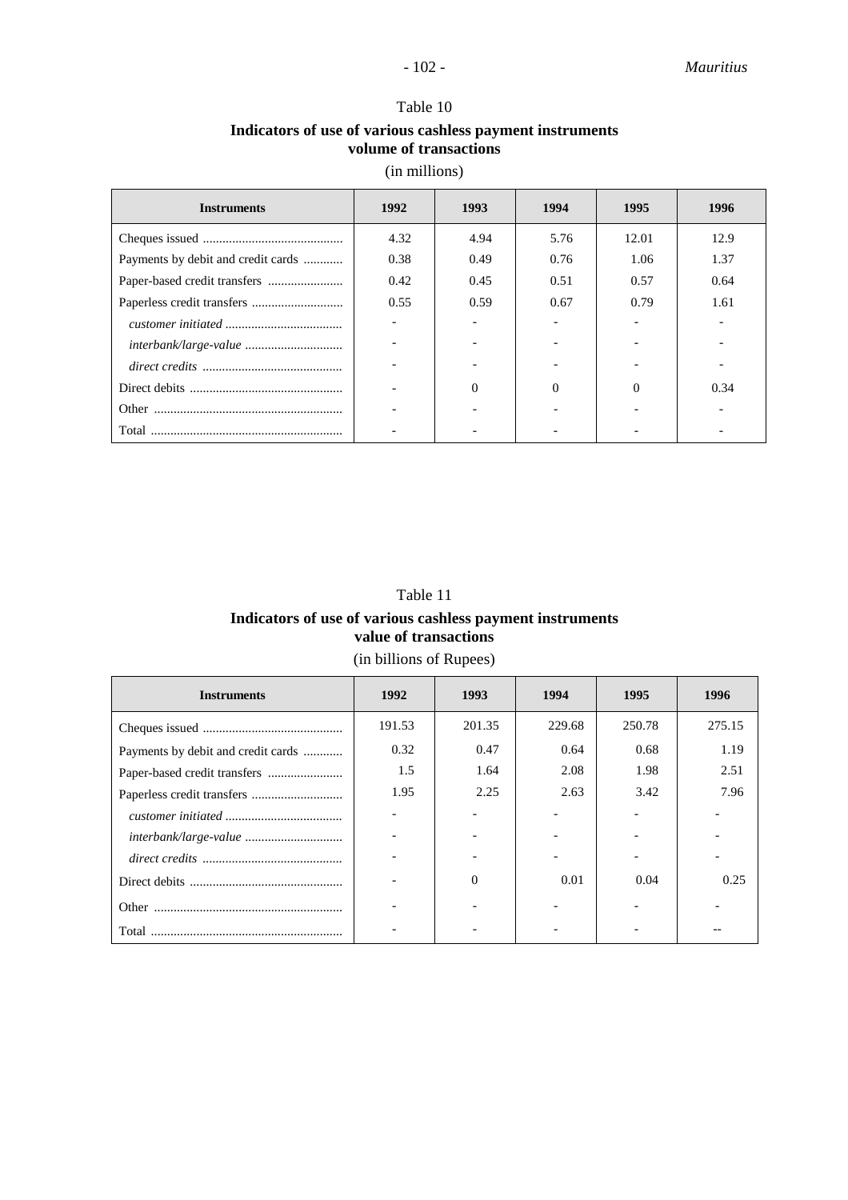Table 10

**Indicators of use of various cashless payment instruments volume of transactions**

(in millions)

| Instruments | 1992 | 1993 | 1994 | 1995 | 1996 |
|---|---|---|---|---|---|
| Cheques issued | 4.32 | 4.94 | 5.76 | 12.01 | 12.9 |
| Payments by debit and credit cards | 0.38 | 0.49 | 0.76 | 1.06 | 1.37 |
| Paper-based credit transfers | 0.42 | 0.45 | 0.51 | 0.57 | 0.64 |
| Paperless credit transfers | 0.55 | 0.59 | 0.67 | 0.79 | 1.61 |
| *customer initiated* | - | - | - | - | - |
| *interbank/large-value* | - | - | - | - | - |
| *direct credits* | - | - | - | - | - |
| Direct debits | - | 0 | 0 | 0 | 0.34 |
| Other | - | - | - | - | - |
| Total | - | - | - | - | - |

Table 11

**Indicators of use of various cashless payment instruments value of transactions**

(in billions of Rupees)

| Instruments | 1992 | 1993 | 1994 | 1995 | 1996 |
|---|---|---|---|---|---|
| Cheques issued | 191.53 | 201.35 | 229.68 | 250.78 | 275.15 |
| Payments by debit and credit cards | 0.32 | 0.47 | 0.64 | 0.68 | 1.19 |
| Paper-based credit transfers | 1.5 | 1.64 | 2.08 | 1.98 | 2.51 |
| Paperless credit transfers | 1.95 | 2.25 | 2.63 | 3.42 | 7.96 |
| *customer initiated* | - | - | - | - | - |
| *interbank/large-value* | - | - | - | - | - |
| *direct credits* | - | - | - | - | - |
| Direct debits | - | 0 | 0.01 | 0.04 | 0.25 |
| Other | - | - | - | - | - |
| Total | - | - | - | - | -- |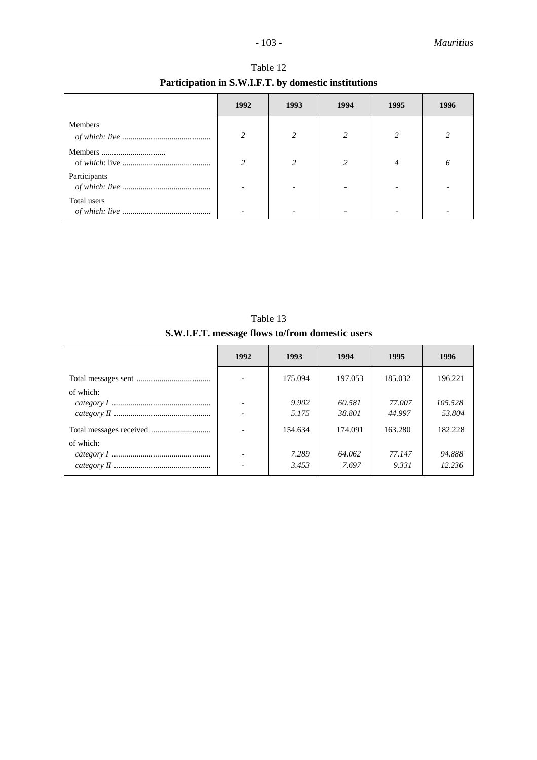Table 12

**Participation in S.W.I.F.T. by domestic institutions**

| | 1992 | 1993 | 1994 | 1995 | 1996 |
|---|---|---|---|---|---|
| Members | | | | | |
| *of which: live* ........................................... | *2* | *2* | *2* | *2* | *2* |
| Members ............................... | | | | | |
| of *which*: live ........................................... | *2* | *2* | *2* | *4* | *6* |
| Participants | | | | | |
| *of which: live* ........................................... | - | - | - | - | - |
| Total users | | | | | |
| *of which: live* ........................................... | - | - | - | - | - |

Table 13

**S.W.I.F.T. message flows to/from domestic users**

| | 1992 | 1993 | 1994 | 1995 | 1996 |
|---|---|---|---|---|---|
| Total messages sent .................................... | - | 175.094 | 197.053 | 185.032 | 196.221 |
| of which: | | | | | |
| *category I* ................................................ | - | *9.902* | *60.581* | *77.007* | *105.528* |
| *category II* ............................................... | - | *5.175* | *38.801* | *44.997* | *53.804* |
| Total messages received ............................. | - | 154.634 | 174.091 | 163.280 | 182.228 |
| of which: | | | | | |
| *category I* ................................................ | - | *7.289* | *64.062* | *77.147* | *94.888* |
| *category II* ............................................... | - | *3.453* | *7.697* | *9.331* | *12.236* |